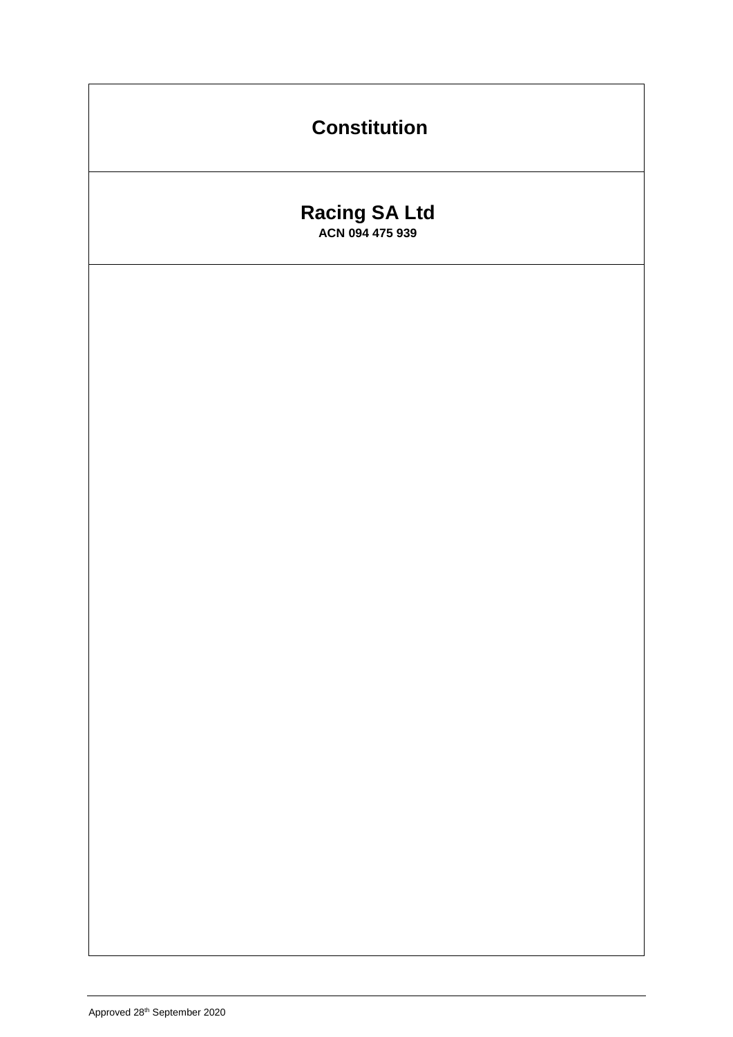# Constitution

## Racing SA Ltd

**ACN 094 475 939**

Approved 28th September 2020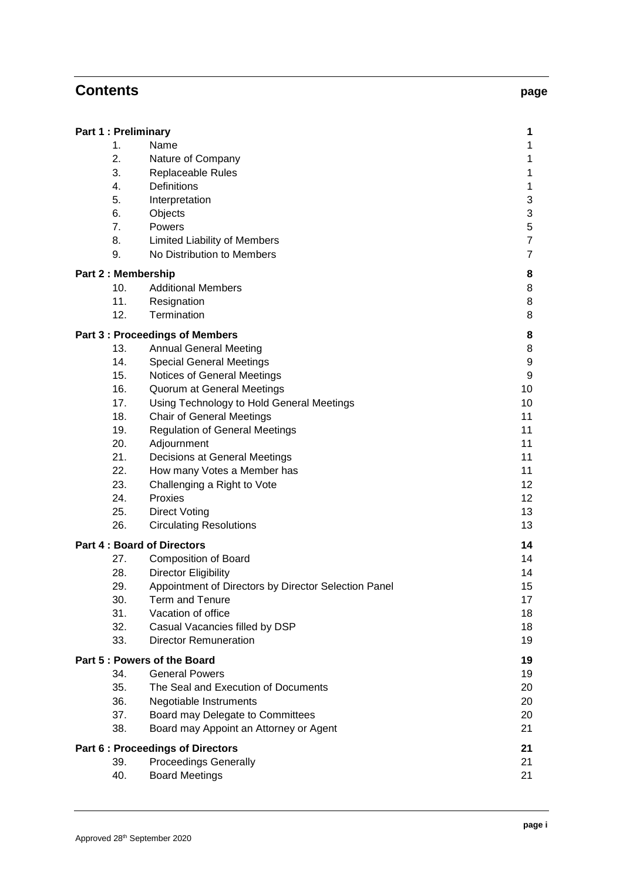# Contents

| | | page |
|---|---|---|
| **Part 1 : Preliminary** | | **1** |
| 1. | Name | 1 |
| 2. | Nature of Company | 1 |
| 3. | Replaceable Rules | 1 |
| 4. | Definitions | 1 |
| 5. | Interpretation | 3 |
| 6. | Objects | 3 |
| 7. | Powers | 5 |
| 8. | Limited Liability of Members | 7 |
| 9. | No Distribution to Members | 7 |
| **Part 2 : Membership** | | **8** |
| 10. | Additional Members | 8 |
| 11. | Resignation | 8 |
| 12. | Termination | 8 |
| **Part 3 : Proceedings of Members** | | **8** |
| 13. | Annual General Meeting | 8 |
| 14. | Special General Meetings | 9 |
| 15. | Notices of General Meetings | 9 |
| 16. | Quorum at General Meetings | 10 |
| 17. | Using Technology to Hold General Meetings | 10 |
| 18. | Chair of General Meetings | 11 |
| 19. | Regulation of General Meetings | 11 |
| 20. | Adjournment | 11 |
| 21. | Decisions at General Meetings | 11 |
| 22. | How many Votes a Member has | 11 |
| 23. | Challenging a Right to Vote | 12 |
| 24. | Proxies | 12 |
| 25. | Direct Voting | 13 |
| 26. | Circulating Resolutions | 13 |
| **Part 4 : Board of Directors** | | **14** |
| 27. | Composition of Board | 14 |
| 28. | Director Eligibility | 14 |
| 29. | Appointment of Directors by Director Selection Panel | 15 |
| 30. | Term and Tenure | 17 |
| 31. | Vacation of office | 18 |
| 32. | Casual Vacancies filled by DSP | 18 |
| 33. | Director Remuneration | 19 |
| **Part 5 : Powers of the Board** | | **19** |
| 34. | General Powers | 19 |
| 35. | The Seal and Execution of Documents | 20 |
| 36. | Negotiable Instruments | 20 |
| 37. | Board may Delegate to Committees | 20 |
| 38. | Board may Appoint an Attorney or Agent | 21 |
| **Part 6 : Proceedings of Directors** | | **21** |
| 39. | Proceedings Generally | 21 |
| 40. | Board Meetings | 21 |

Approved 28th September 2020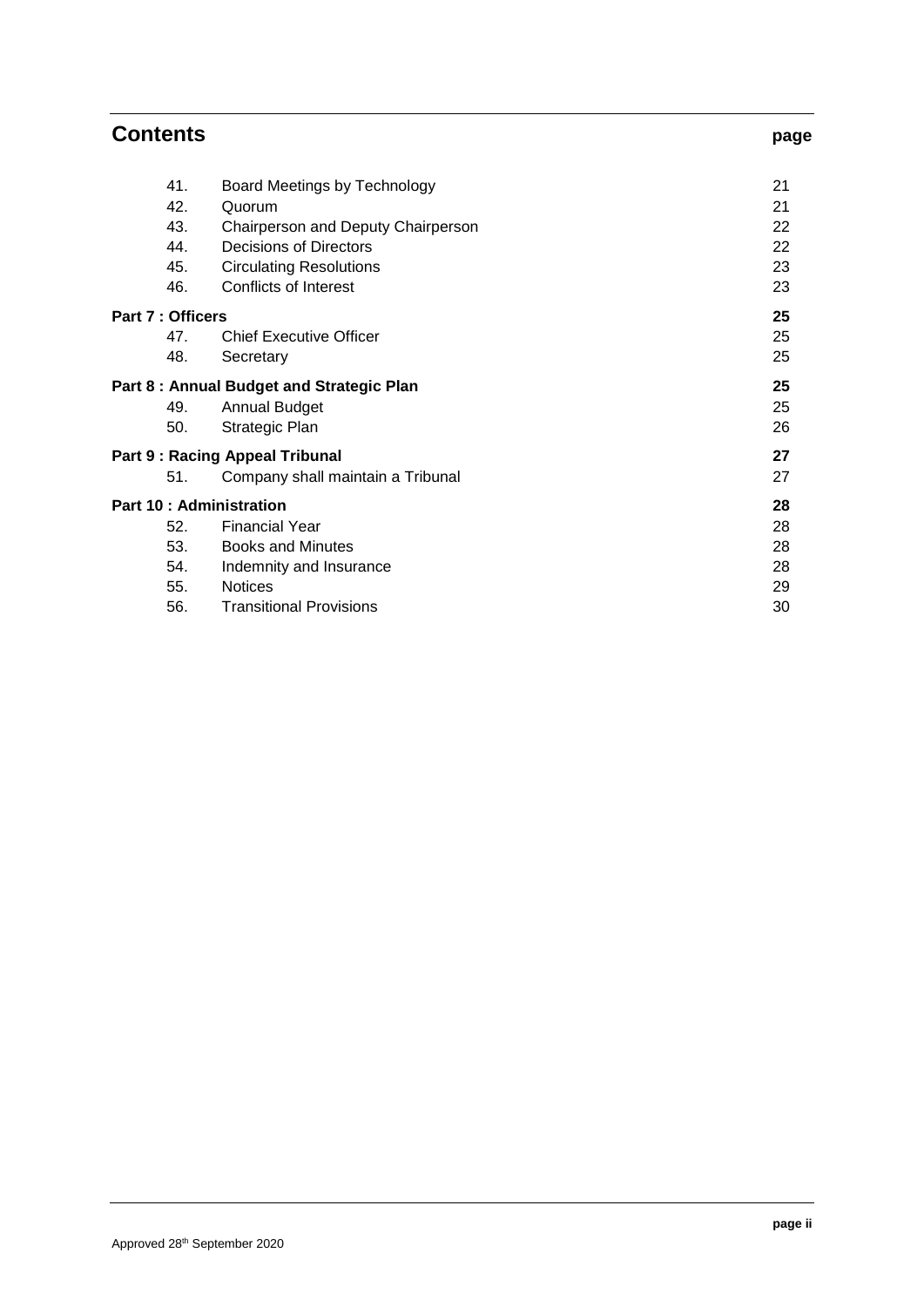## Contents

| | | page |
|---|---|---|
| 41. | Board Meetings by Technology | 21 |
| 42. | Quorum | 21 |
| 43. | Chairperson and Deputy Chairperson | 22 |
| 44. | Decisions of Directors | 22 |
| 45. | Circulating Resolutions | 23 |
| 46. | Conflicts of Interest | 23 |
| **Part 7 : Officers** | | **25** |
| 47. | Chief Executive Officer | 25 |
| 48. | Secretary | 25 |
| **Part 8 : Annual Budget and Strategic Plan** | | **25** |
| 49. | Annual Budget | 25 |
| 50. | Strategic Plan | 26 |
| **Part 9 : Racing Appeal Tribunal** | | **27** |
| 51. | Company shall maintain a Tribunal | 27 |
| **Part 10 : Administration** | | **28** |
| 52. | Financial Year | 28 |
| 53. | Books and Minutes | 28 |
| 54. | Indemnity and Insurance | 28 |
| 55. | Notices | 29 |
| 56. | Transitional Provisions | 30 |

Approved 28th September 2020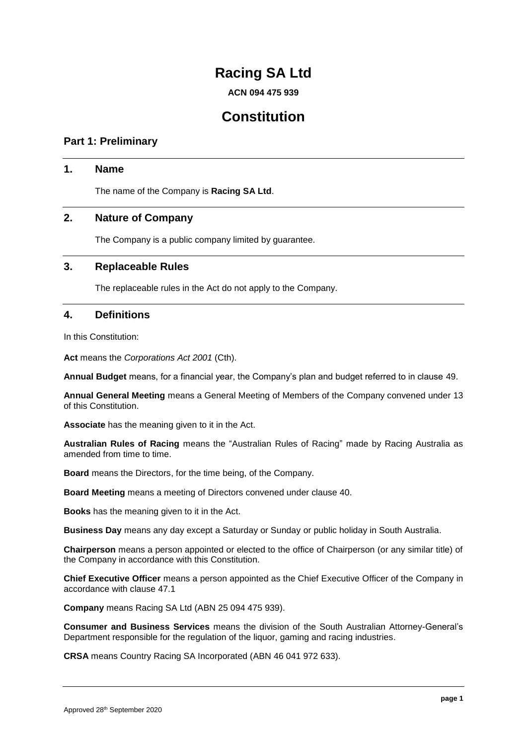# Racing SA Ltd

**ACN 094 475 939**

# Constitution

## Part 1: Preliminary

### 1. Name

The name of the Company is **Racing SA Ltd**.

### 2. Nature of Company

The Company is a public company limited by guarantee.

### 3. Replaceable Rules

The replaceable rules in the Act do not apply to the Company.

### 4. Definitions

In this Constitution:

**Act** means the *Corporations Act 2001* (Cth).

**Annual Budget** means, for a financial year, the Company's plan and budget referred to in clause 49.

**Annual General Meeting** means a General Meeting of Members of the Company convened under 13 of this Constitution.

**Associate** has the meaning given to it in the Act.

**Australian Rules of Racing** means the "Australian Rules of Racing" made by Racing Australia as amended from time to time.

**Board** means the Directors, for the time being, of the Company.

**Board Meeting** means a meeting of Directors convened under clause 40.

**Books** has the meaning given to it in the Act.

**Business Day** means any day except a Saturday or Sunday or public holiday in South Australia.

**Chairperson** means a person appointed or elected to the office of Chairperson (or any similar title) of the Company in accordance with this Constitution.

**Chief Executive Officer** means a person appointed as the Chief Executive Officer of the Company in accordance with clause 47.1

**Company** means Racing SA Ltd (ABN 25 094 475 939).

**Consumer and Business Services** means the division of the South Australian Attorney-General's Department responsible for the regulation of the liquor, gaming and racing industries.

**CRSA** means Country Racing SA Incorporated (ABN 46 041 972 633).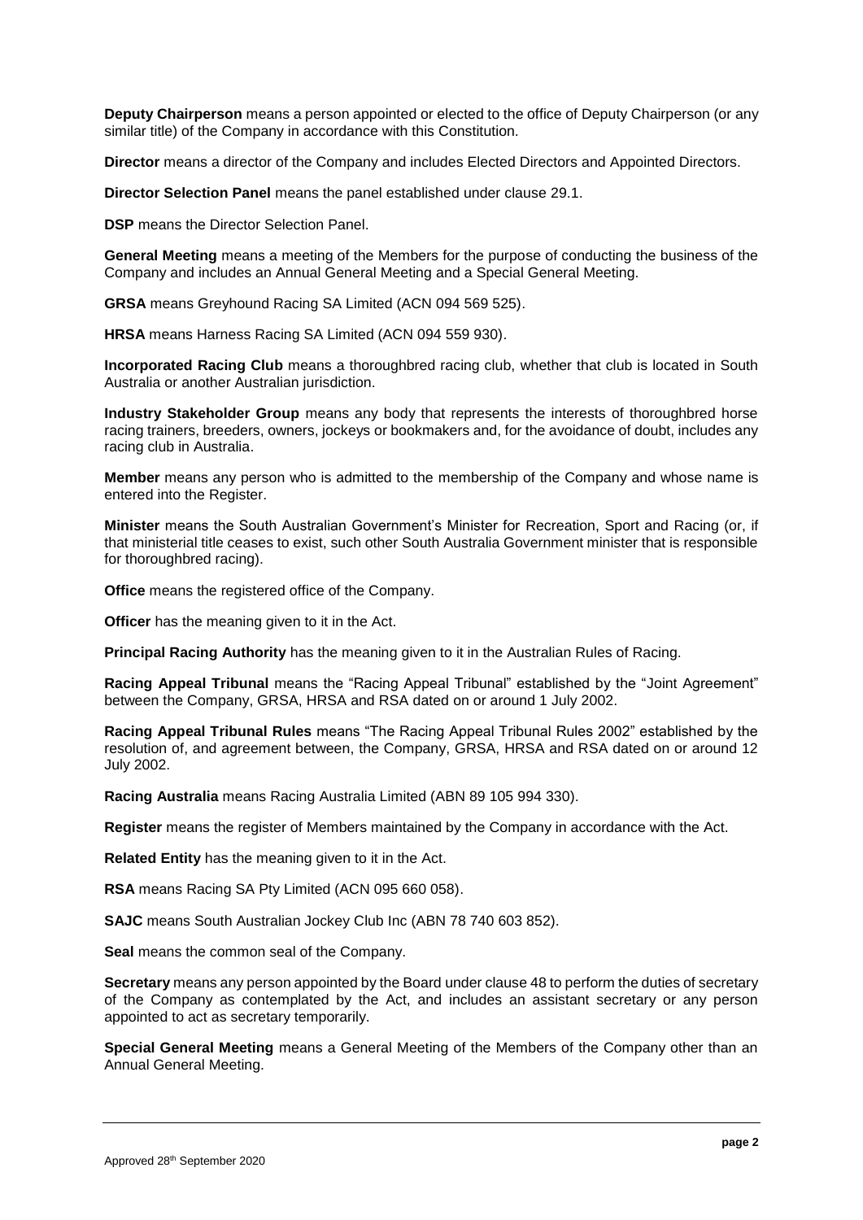**Deputy Chairperson** means a person appointed or elected to the office of Deputy Chairperson (or any similar title) of the Company in accordance with this Constitution.

**Director** means a director of the Company and includes Elected Directors and Appointed Directors.

**Director Selection Panel** means the panel established under clause 29.1.

**DSP** means the Director Selection Panel.

**General Meeting** means a meeting of the Members for the purpose of conducting the business of the Company and includes an Annual General Meeting and a Special General Meeting.

**GRSA** means Greyhound Racing SA Limited (ACN 094 569 525).

**HRSA** means Harness Racing SA Limited (ACN 094 559 930).

**Incorporated Racing Club** means a thoroughbred racing club, whether that club is located in South Australia or another Australian jurisdiction.

**Industry Stakeholder Group** means any body that represents the interests of thoroughbred horse racing trainers, breeders, owners, jockeys or bookmakers and, for the avoidance of doubt, includes any racing club in Australia.

**Member** means any person who is admitted to the membership of the Company and whose name is entered into the Register.

**Minister** means the South Australian Government's Minister for Recreation, Sport and Racing (or, if that ministerial title ceases to exist, such other South Australia Government minister that is responsible for thoroughbred racing).

**Office** means the registered office of the Company.

**Officer** has the meaning given to it in the Act.

**Principal Racing Authority** has the meaning given to it in the Australian Rules of Racing.

**Racing Appeal Tribunal** means the "Racing Appeal Tribunal" established by the "Joint Agreement" between the Company, GRSA, HRSA and RSA dated on or around 1 July 2002.

**Racing Appeal Tribunal Rules** means "The Racing Appeal Tribunal Rules 2002" established by the resolution of, and agreement between, the Company, GRSA, HRSA and RSA dated on or around 12 July 2002.

**Racing Australia** means Racing Australia Limited (ABN 89 105 994 330).

**Register** means the register of Members maintained by the Company in accordance with the Act.

**Related Entity** has the meaning given to it in the Act.

**RSA** means Racing SA Pty Limited (ACN 095 660 058).

**SAJC** means South Australian Jockey Club Inc (ABN 78 740 603 852).

**Seal** means the common seal of the Company.

**Secretary** means any person appointed by the Board under clause 48 to perform the duties of secretary of the Company as contemplated by the Act, and includes an assistant secretary or any person appointed to act as secretary temporarily.

**Special General Meeting** means a General Meeting of the Members of the Company other than an Annual General Meeting.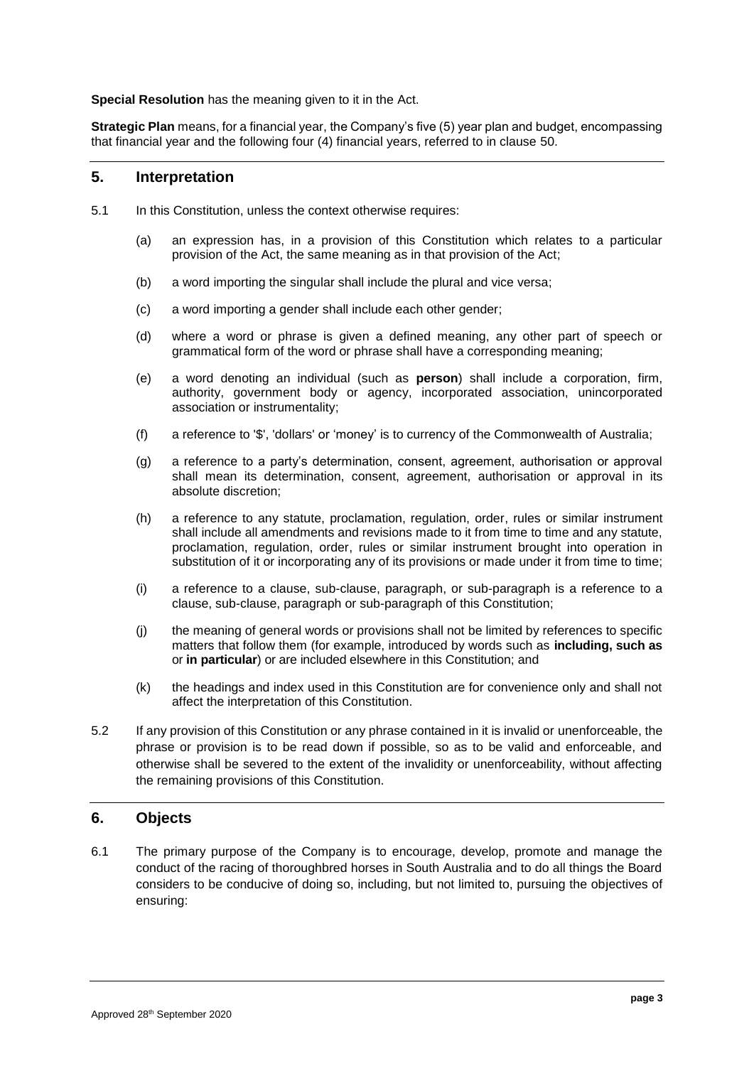**Special Resolution** has the meaning given to it in the Act.

**Strategic Plan** means, for a financial year, the Company's five (5) year plan and budget, encompassing that financial year and the following four (4) financial years, referred to in clause 50.

## 5. Interpretation

5.1 In this Constitution, unless the context otherwise requires:

(a) an expression has, in a provision of this Constitution which relates to a particular provision of the Act, the same meaning as in that provision of the Act;

(b) a word importing the singular shall include the plural and vice versa;

(c) a word importing a gender shall include each other gender;

(d) where a word or phrase is given a defined meaning, any other part of speech or grammatical form of the word or phrase shall have a corresponding meaning;

(e) a word denoting an individual (such as **person**) shall include a corporation, firm, authority, government body or agency, incorporated association, unincorporated association or instrumentality;

(f) a reference to '$', 'dollars' or 'money' is to currency of the Commonwealth of Australia;

(g) a reference to a party's determination, consent, agreement, authorisation or approval shall mean its determination, consent, agreement, authorisation or approval in its absolute discretion;

(h) a reference to any statute, proclamation, regulation, order, rules or similar instrument shall include all amendments and revisions made to it from time to time and any statute, proclamation, regulation, order, rules or similar instrument brought into operation in substitution of it or incorporating any of its provisions or made under it from time to time;

(i) a reference to a clause, sub-clause, paragraph, or sub-paragraph is a reference to a clause, sub-clause, paragraph or sub-paragraph of this Constitution;

(j) the meaning of general words or provisions shall not be limited by references to specific matters that follow them (for example, introduced by words such as **including, such as** or **in particular**) or are included elsewhere in this Constitution; and

(k) the headings and index used in this Constitution are for convenience only and shall not affect the interpretation of this Constitution.

5.2 If any provision of this Constitution or any phrase contained in it is invalid or unenforceable, the phrase or provision is to be read down if possible, so as to be valid and enforceable, and otherwise shall be severed to the extent of the invalidity or unenforceability, without affecting the remaining provisions of this Constitution.

## 6. Objects

6.1 The primary purpose of the Company is to encourage, develop, promote and manage the conduct of the racing of thoroughbred horses in South Australia and to do all things the Board considers to be conducive of doing so, including, but not limited to, pursuing the objectives of ensuring: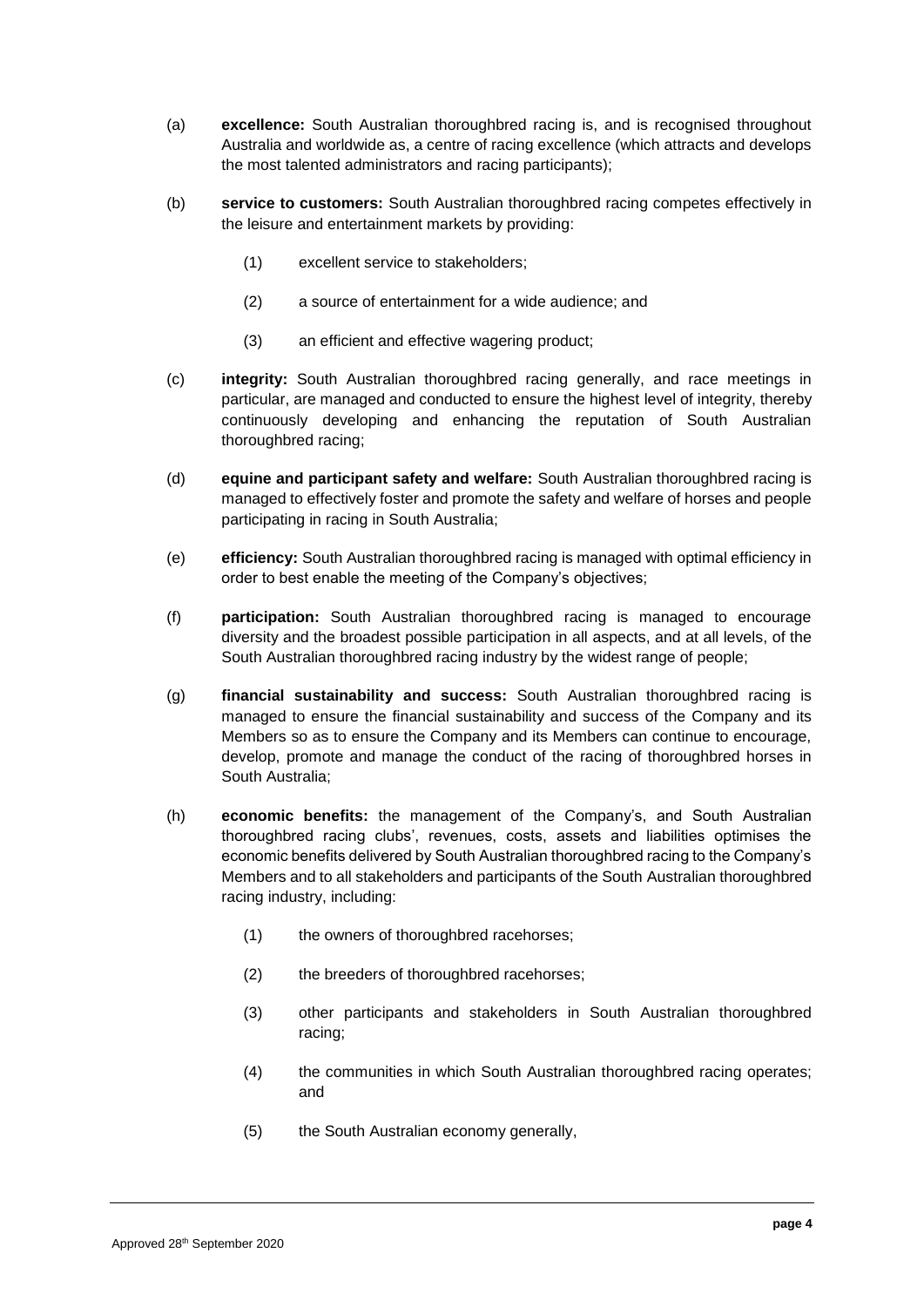(a) **excellence:** South Australian thoroughbred racing is, and is recognised throughout Australia and worldwide as, a centre of racing excellence (which attracts and develops the most talented administrators and racing participants);

(b) **service to customers:** South Australian thoroughbred racing competes effectively in the leisure and entertainment markets by providing:

  (1) excellent service to stakeholders;

  (2) a source of entertainment for a wide audience; and

  (3) an efficient and effective wagering product;

(c) **integrity:** South Australian thoroughbred racing generally, and race meetings in particular, are managed and conducted to ensure the highest level of integrity, thereby continuously developing and enhancing the reputation of South Australian thoroughbred racing;

(d) **equine and participant safety and welfare:** South Australian thoroughbred racing is managed to effectively foster and promote the safety and welfare of horses and people participating in racing in South Australia;

(e) **efficiency:** South Australian thoroughbred racing is managed with optimal efficiency in order to best enable the meeting of the Company's objectives;

(f) **participation:** South Australian thoroughbred racing is managed to encourage diversity and the broadest possible participation in all aspects, and at all levels, of the South Australian thoroughbred racing industry by the widest range of people;

(g) **financial sustainability and success:** South Australian thoroughbred racing is managed to ensure the financial sustainability and success of the Company and its Members so as to ensure the Company and its Members can continue to encourage, develop, promote and manage the conduct of the racing of thoroughbred horses in South Australia;

(h) **economic benefits:** the management of the Company's, and South Australian thoroughbred racing clubs', revenues, costs, assets and liabilities optimises the economic benefits delivered by South Australian thoroughbred racing to the Company's Members and to all stakeholders and participants of the South Australian thoroughbred racing industry, including:

  (1) the owners of thoroughbred racehorses;

  (2) the breeders of thoroughbred racehorses;

  (3) other participants and stakeholders in South Australian thoroughbred racing;

  (4) the communities in which South Australian thoroughbred racing operates; and

  (5) the South Australian economy generally,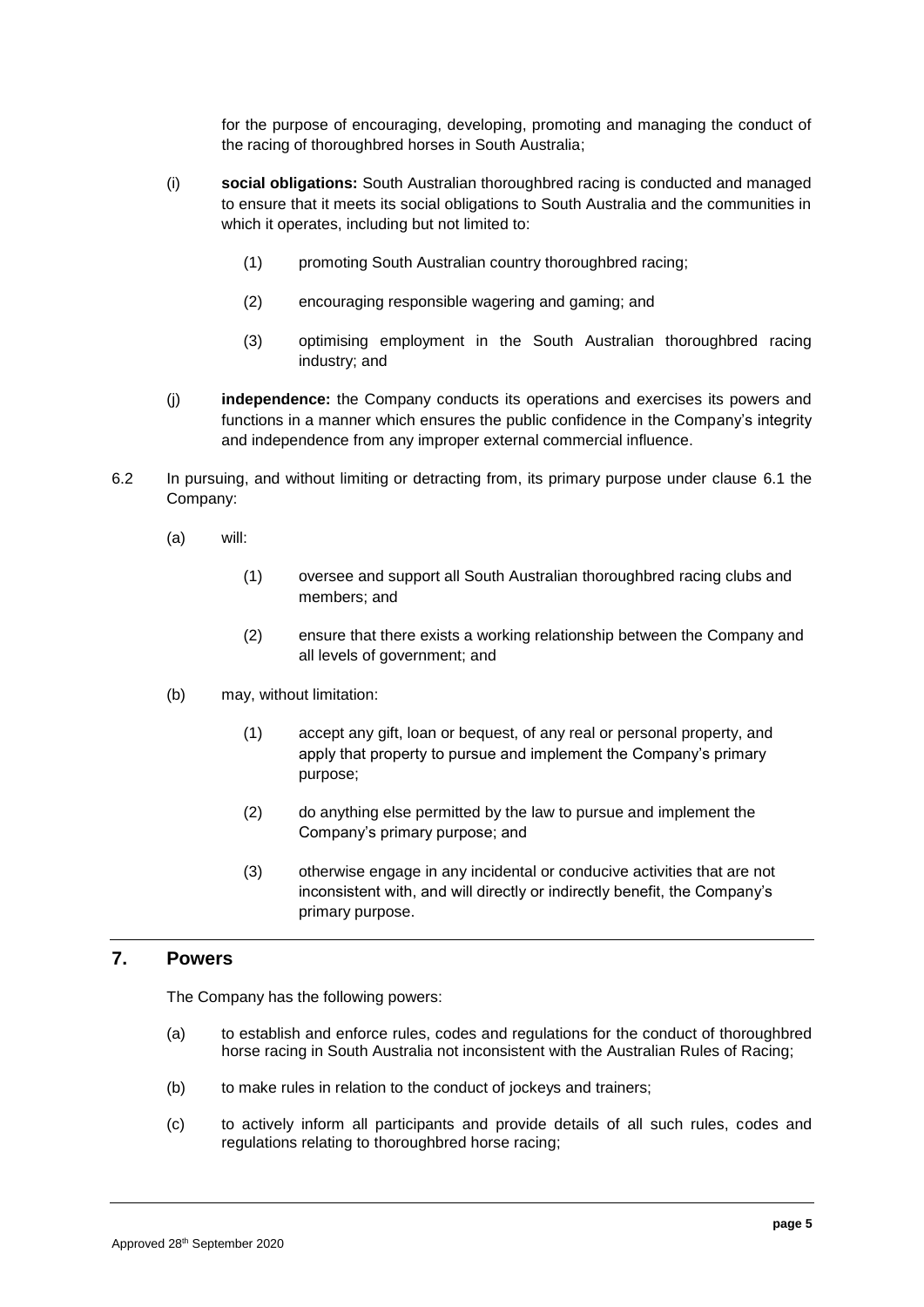for the purpose of encouraging, developing, promoting and managing the conduct of the racing of thoroughbred horses in South Australia;

(i) **social obligations:** South Australian thoroughbred racing is conducted and managed to ensure that it meets its social obligations to South Australia and the communities in which it operates, including but not limited to:

  (1) promoting South Australian country thoroughbred racing;

  (2) encouraging responsible wagering and gaming; and

  (3) optimising employment in the South Australian thoroughbred racing industry; and

(j) **independence:** the Company conducts its operations and exercises its powers and functions in a manner which ensures the public confidence in the Company's integrity and independence from any improper external commercial influence.

6.2 In pursuing, and without limiting or detracting from, its primary purpose under clause 6.1 the Company:

(a) will:

  (1) oversee and support all South Australian thoroughbred racing clubs and members; and

  (2) ensure that there exists a working relationship between the Company and all levels of government; and

(b) may, without limitation:

  (1) accept any gift, loan or bequest, of any real or personal property, and apply that property to pursue and implement the Company's primary purpose;

  (2) do anything else permitted by the law to pursue and implement the Company's primary purpose; and

  (3) otherwise engage in any incidental or conducive activities that are not inconsistent with, and will directly or indirectly benefit, the Company's primary purpose.

## 7. Powers

The Company has the following powers:

(a) to establish and enforce rules, codes and regulations for the conduct of thoroughbred horse racing in South Australia not inconsistent with the Australian Rules of Racing;

(b) to make rules in relation to the conduct of jockeys and trainers;

(c) to actively inform all participants and provide details of all such rules, codes and regulations relating to thoroughbred horse racing;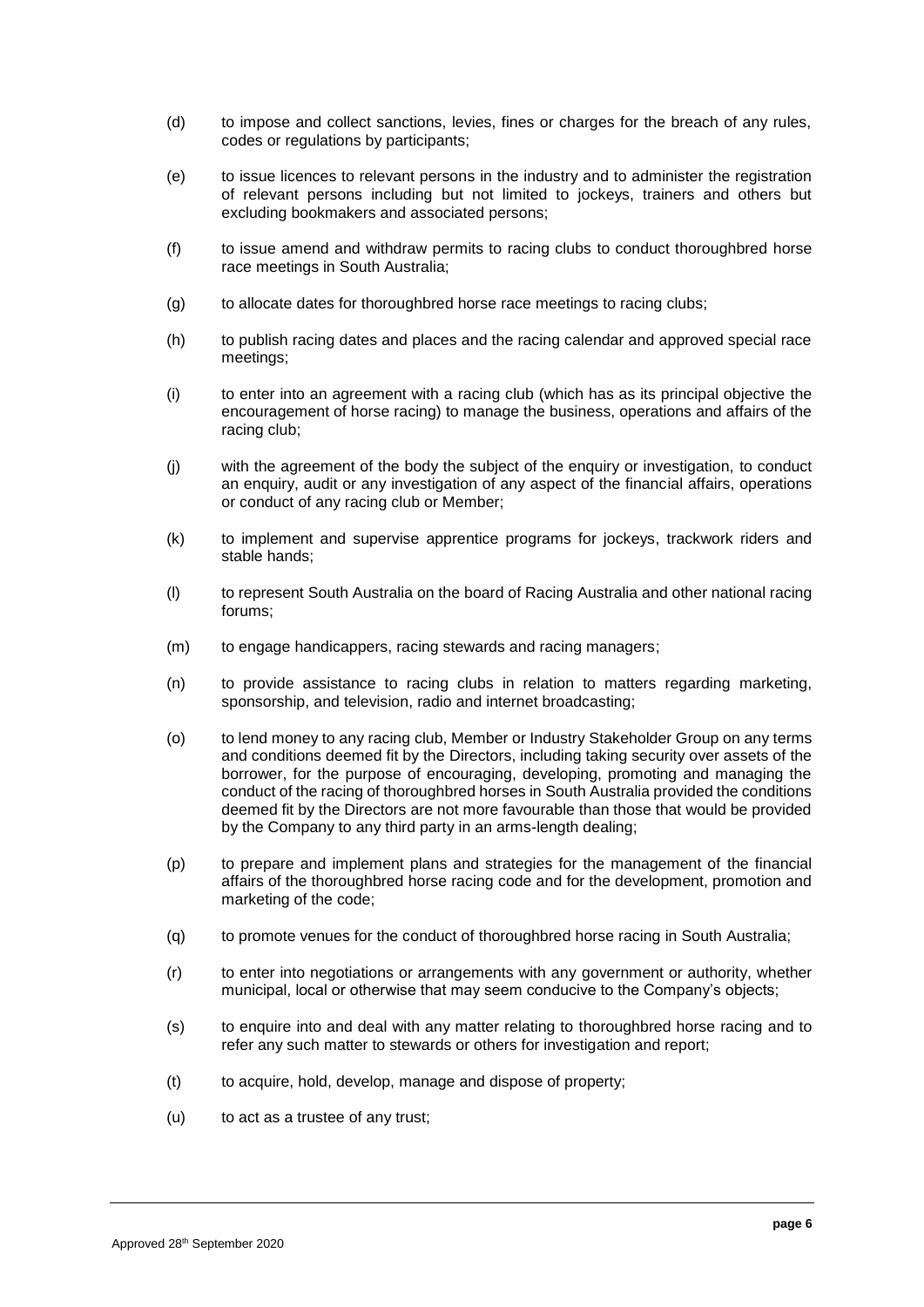(d) to impose and collect sanctions, levies, fines or charges for the breach of any rules, codes or regulations by participants;

(e) to issue licences to relevant persons in the industry and to administer the registration of relevant persons including but not limited to jockeys, trainers and others but excluding bookmakers and associated persons;

(f) to issue amend and withdraw permits to racing clubs to conduct thoroughbred horse race meetings in South Australia;

(g) to allocate dates for thoroughbred horse race meetings to racing clubs;

(h) to publish racing dates and places and the racing calendar and approved special race meetings;

(i) to enter into an agreement with a racing club (which has as its principal objective the encouragement of horse racing) to manage the business, operations and affairs of the racing club;

(j) with the agreement of the body the subject of the enquiry or investigation, to conduct an enquiry, audit or any investigation of any aspect of the financial affairs, operations or conduct of any racing club or Member;

(k) to implement and supervise apprentice programs for jockeys, trackwork riders and stable hands;

(l) to represent South Australia on the board of Racing Australia and other national racing forums;

(m) to engage handicappers, racing stewards and racing managers;

(n) to provide assistance to racing clubs in relation to matters regarding marketing, sponsorship, and television, radio and internet broadcasting;

(o) to lend money to any racing club, Member or Industry Stakeholder Group on any terms and conditions deemed fit by the Directors, including taking security over assets of the borrower, for the purpose of encouraging, developing, promoting and managing the conduct of the racing of thoroughbred horses in South Australia provided the conditions deemed fit by the Directors are not more favourable than those that would be provided by the Company to any third party in an arms-length dealing;

(p) to prepare and implement plans and strategies for the management of the financial affairs of the thoroughbred horse racing code and for the development, promotion and marketing of the code;

(q) to promote venues for the conduct of thoroughbred horse racing in South Australia;

(r) to enter into negotiations or arrangements with any government or authority, whether municipal, local or otherwise that may seem conducive to the Company's objects;

(s) to enquire into and deal with any matter relating to thoroughbred horse racing and to refer any such matter to stewards or others for investigation and report;

(t) to acquire, hold, develop, manage and dispose of property;

(u) to act as a trustee of any trust;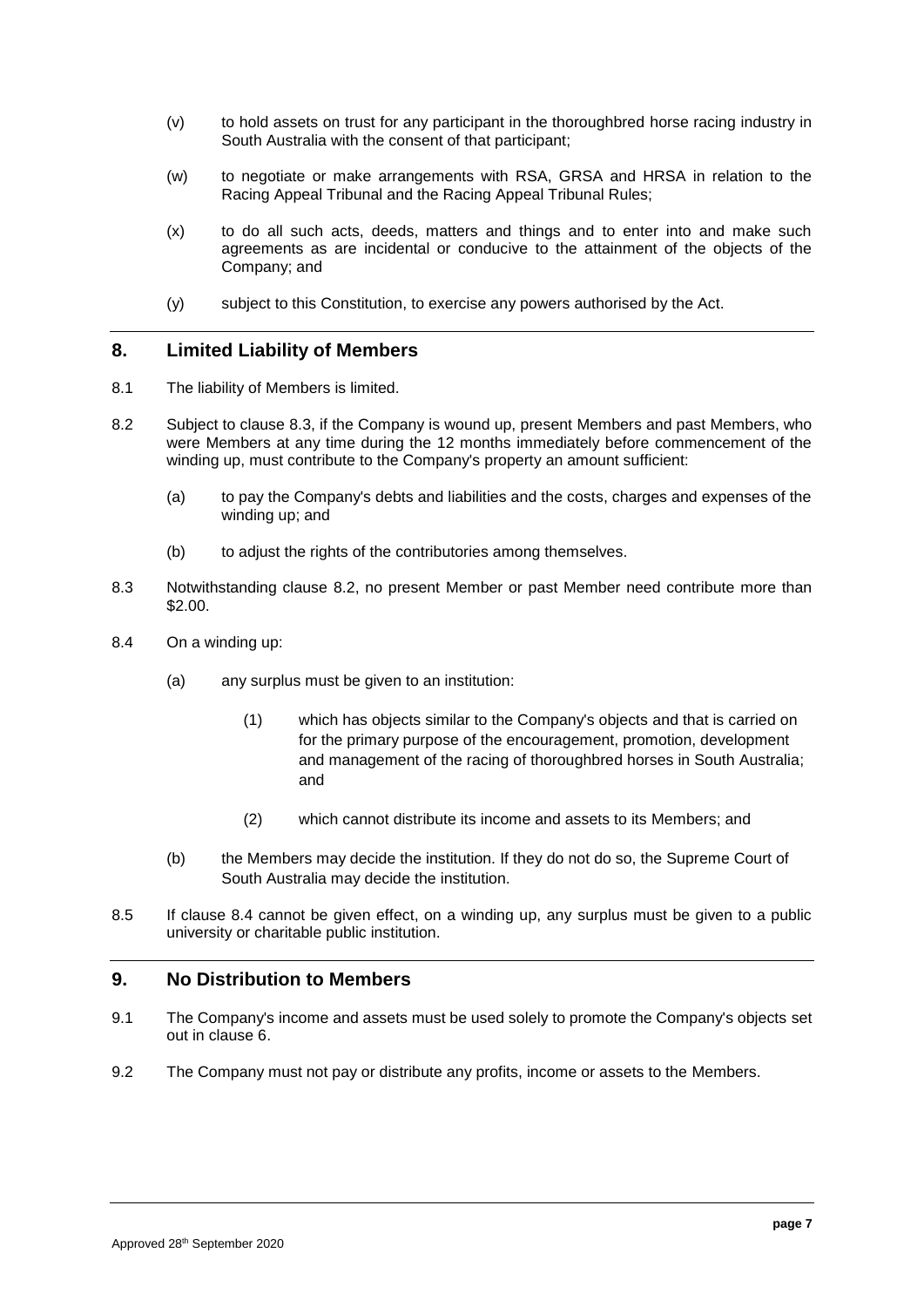(v) to hold assets on trust for any participant in the thoroughbred horse racing industry in South Australia with the consent of that participant;

(w) to negotiate or make arrangements with RSA, GRSA and HRSA in relation to the Racing Appeal Tribunal and the Racing Appeal Tribunal Rules;

(x) to do all such acts, deeds, matters and things and to enter into and make such agreements as are incidental or conducive to the attainment of the objects of the Company; and

(y) subject to this Constitution, to exercise any powers authorised by the Act.

## 8. Limited Liability of Members

8.1 The liability of Members is limited.

8.2 Subject to clause 8.3, if the Company is wound up, present Members and past Members, who were Members at any time during the 12 months immediately before commencement of the winding up, must contribute to the Company's property an amount sufficient:

(a) to pay the Company's debts and liabilities and the costs, charges and expenses of the winding up; and

(b) to adjust the rights of the contributories among themselves.

8.3 Notwithstanding clause 8.2, no present Member or past Member need contribute more than $2.00.

8.4 On a winding up:

(a) any surplus must be given to an institution:

(1) which has objects similar to the Company's objects and that is carried on for the primary purpose of the encouragement, promotion, development and management of the racing of thoroughbred horses in South Australia; and

(2) which cannot distribute its income and assets to its Members; and

(b) the Members may decide the institution. If they do not do so, the Supreme Court of South Australia may decide the institution.

8.5 If clause 8.4 cannot be given effect, on a winding up, any surplus must be given to a public university or charitable public institution.

## 9. No Distribution to Members

9.1 The Company's income and assets must be used solely to promote the Company's objects set out in clause 6.

9.2 The Company must not pay or distribute any profits, income or assets to the Members.

Approved 28th September 2020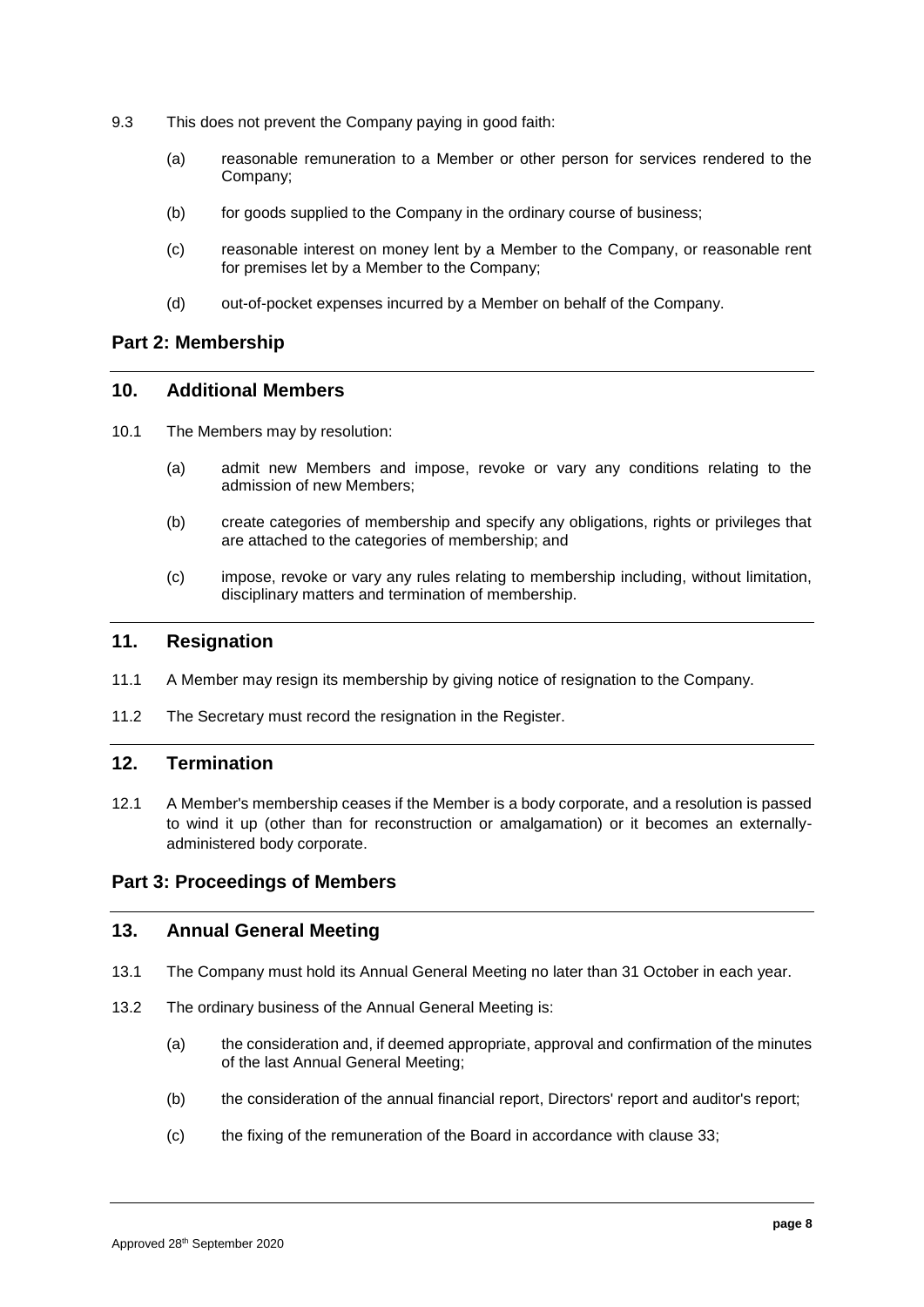9.3 This does not prevent the Company paying in good faith:

(a) reasonable remuneration to a Member or other person for services rendered to the Company;

(b) for goods supplied to the Company in the ordinary course of business;

(c) reasonable interest on money lent by a Member to the Company, or reasonable rent for premises let by a Member to the Company;

(d) out-of-pocket expenses incurred by a Member on behalf of the Company.

## Part 2: Membership

### 10. Additional Members

10.1 The Members may by resolution:

(a) admit new Members and impose, revoke or vary any conditions relating to the admission of new Members;

(b) create categories of membership and specify any obligations, rights or privileges that are attached to the categories of membership; and

(c) impose, revoke or vary any rules relating to membership including, without limitation, disciplinary matters and termination of membership.

### 11. Resignation

11.1 A Member may resign its membership by giving notice of resignation to the Company.

11.2 The Secretary must record the resignation in the Register.

### 12. Termination

12.1 A Member's membership ceases if the Member is a body corporate, and a resolution is passed to wind it up (other than for reconstruction or amalgamation) or it becomes an externally-administered body corporate.

## Part 3: Proceedings of Members

### 13. Annual General Meeting

13.1 The Company must hold its Annual General Meeting no later than 31 October in each year.

13.2 The ordinary business of the Annual General Meeting is:

(a) the consideration and, if deemed appropriate, approval and confirmation of the minutes of the last Annual General Meeting;

(b) the consideration of the annual financial report, Directors' report and auditor's report;

(c) the fixing of the remuneration of the Board in accordance with clause 33;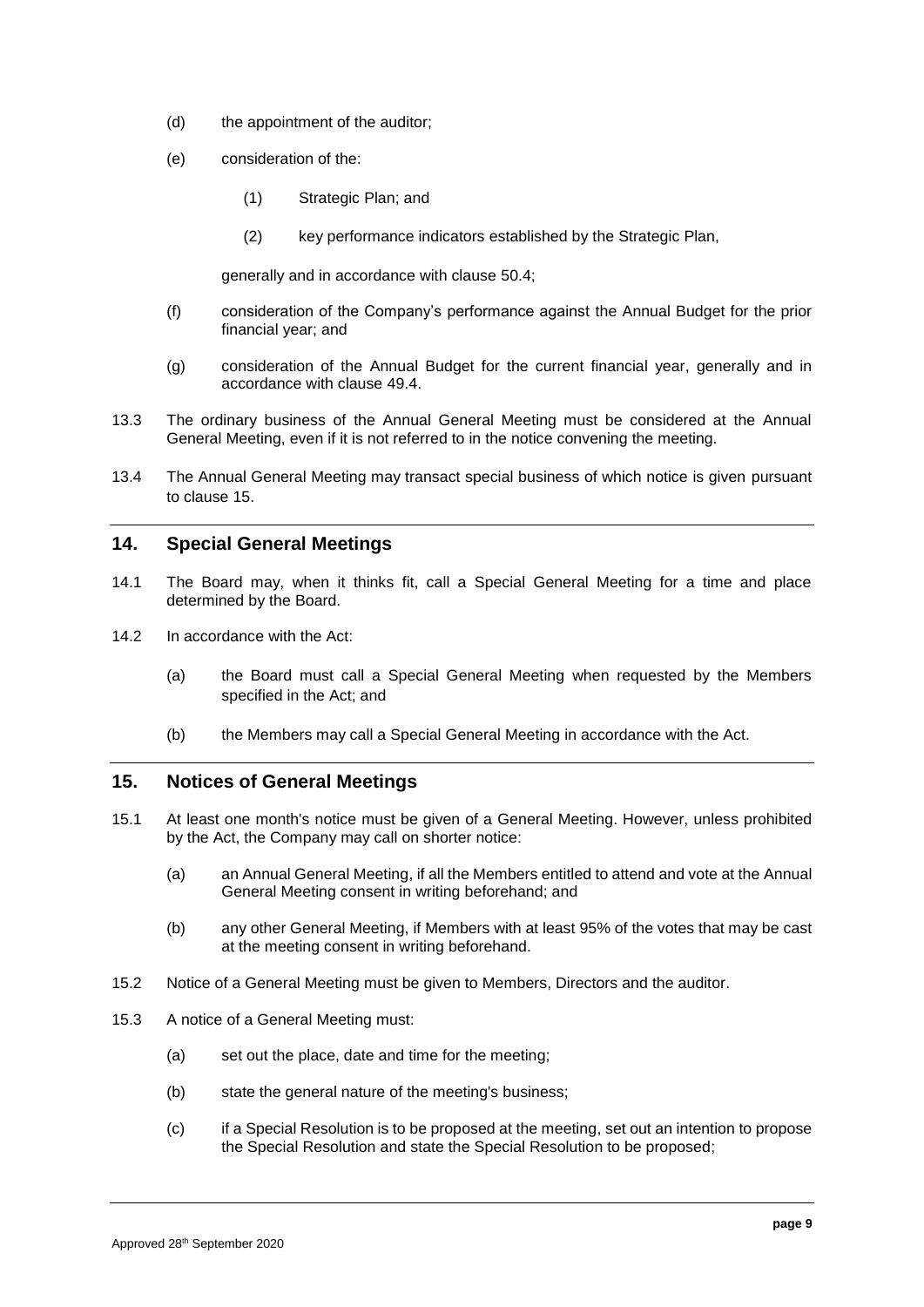(d) the appointment of the auditor;

(e) consideration of the:

    (1) Strategic Plan; and

    (2) key performance indicators established by the Strategic Plan,

    generally and in accordance with clause 50.4;

(f) consideration of the Company's performance against the Annual Budget for the prior financial year; and

(g) consideration of the Annual Budget for the current financial year, generally and in accordance with clause 49.4.

13.3 The ordinary business of the Annual General Meeting must be considered at the Annual General Meeting, even if it is not referred to in the notice convening the meeting.

13.4 The Annual General Meeting may transact special business of which notice is given pursuant to clause 15.

## 14. Special General Meetings

14.1 The Board may, when it thinks fit, call a Special General Meeting for a time and place determined by the Board.

14.2 In accordance with the Act:

(a) the Board must call a Special General Meeting when requested by the Members specified in the Act; and

(b) the Members may call a Special General Meeting in accordance with the Act.

## 15. Notices of General Meetings

15.1 At least one month's notice must be given of a General Meeting. However, unless prohibited by the Act, the Company may call on shorter notice:

(a) an Annual General Meeting, if all the Members entitled to attend and vote at the Annual General Meeting consent in writing beforehand; and

(b) any other General Meeting, if Members with at least 95% of the votes that may be cast at the meeting consent in writing beforehand.

15.2 Notice of a General Meeting must be given to Members, Directors and the auditor.

15.3 A notice of a General Meeting must:

(a) set out the place, date and time for the meeting;

(b) state the general nature of the meeting's business;

(c) if a Special Resolution is to be proposed at the meeting, set out an intention to propose the Special Resolution and state the Special Resolution to be proposed;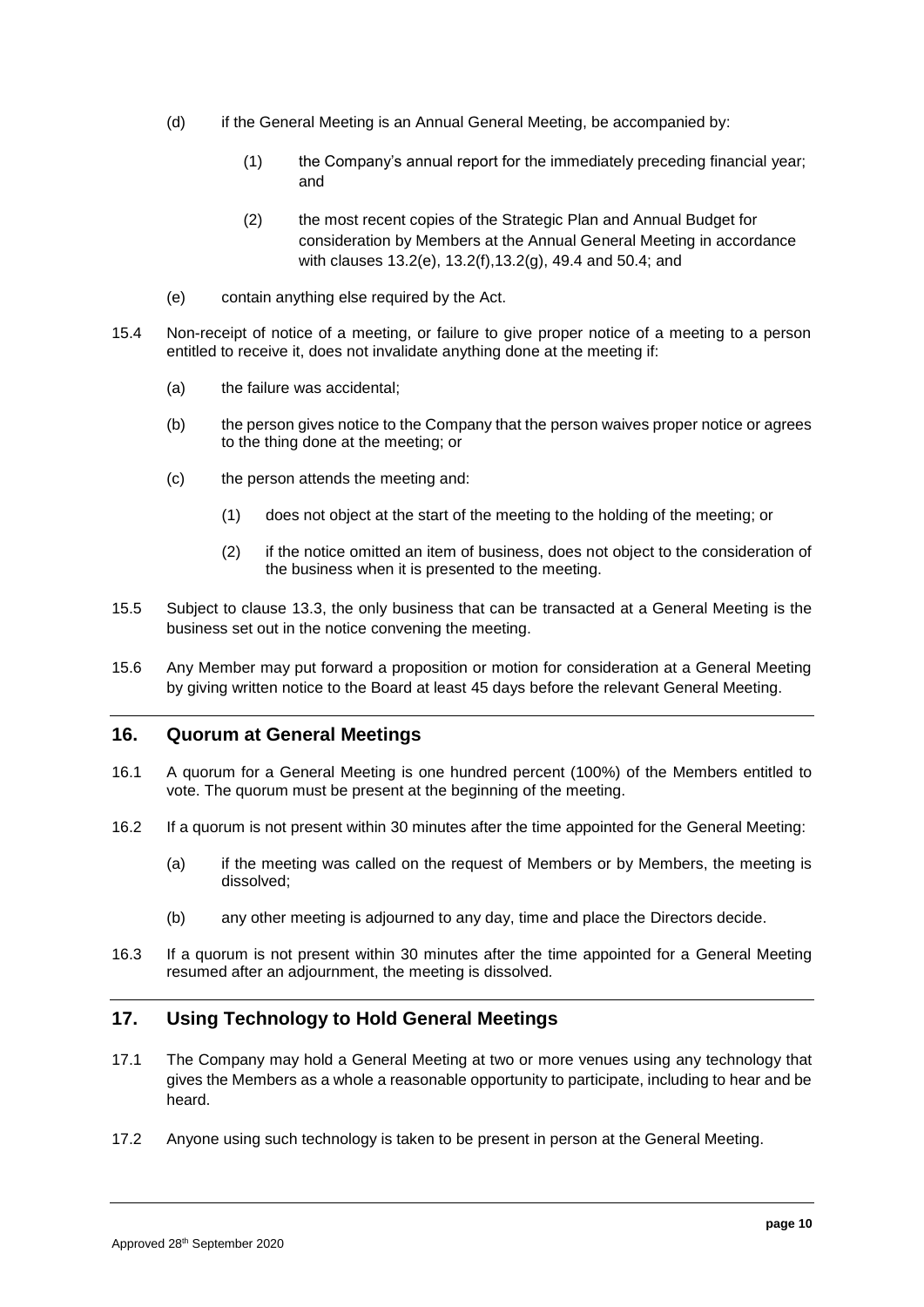(d) if the General Meeting is an Annual General Meeting, be accompanied by:

(1) the Company's annual report for the immediately preceding financial year; and

(2) the most recent copies of the Strategic Plan and Annual Budget for consideration by Members at the Annual General Meeting in accordance with clauses 13.2(e), 13.2(f),13.2(g), 49.4 and 50.4; and

(e) contain anything else required by the Act.

15.4 Non-receipt of notice of a meeting, or failure to give proper notice of a meeting to a person entitled to receive it, does not invalidate anything done at the meeting if:

(a) the failure was accidental;

(b) the person gives notice to the Company that the person waives proper notice or agrees to the thing done at the meeting; or

(c) the person attends the meeting and:

(1) does not object at the start of the meeting to the holding of the meeting; or

(2) if the notice omitted an item of business, does not object to the consideration of the business when it is presented to the meeting.

15.5 Subject to clause 13.3, the only business that can be transacted at a General Meeting is the business set out in the notice convening the meeting.

15.6 Any Member may put forward a proposition or motion for consideration at a General Meeting by giving written notice to the Board at least 45 days before the relevant General Meeting.

## 16. Quorum at General Meetings

16.1 A quorum for a General Meeting is one hundred percent (100%) of the Members entitled to vote. The quorum must be present at the beginning of the meeting.

16.2 If a quorum is not present within 30 minutes after the time appointed for the General Meeting:

(a) if the meeting was called on the request of Members or by Members, the meeting is dissolved;

(b) any other meeting is adjourned to any day, time and place the Directors decide.

16.3 If a quorum is not present within 30 minutes after the time appointed for a General Meeting resumed after an adjournment, the meeting is dissolved.

## 17. Using Technology to Hold General Meetings

17.1 The Company may hold a General Meeting at two or more venues using any technology that gives the Members as a whole a reasonable opportunity to participate, including to hear and be heard.

17.2 Anyone using such technology is taken to be present in person at the General Meeting.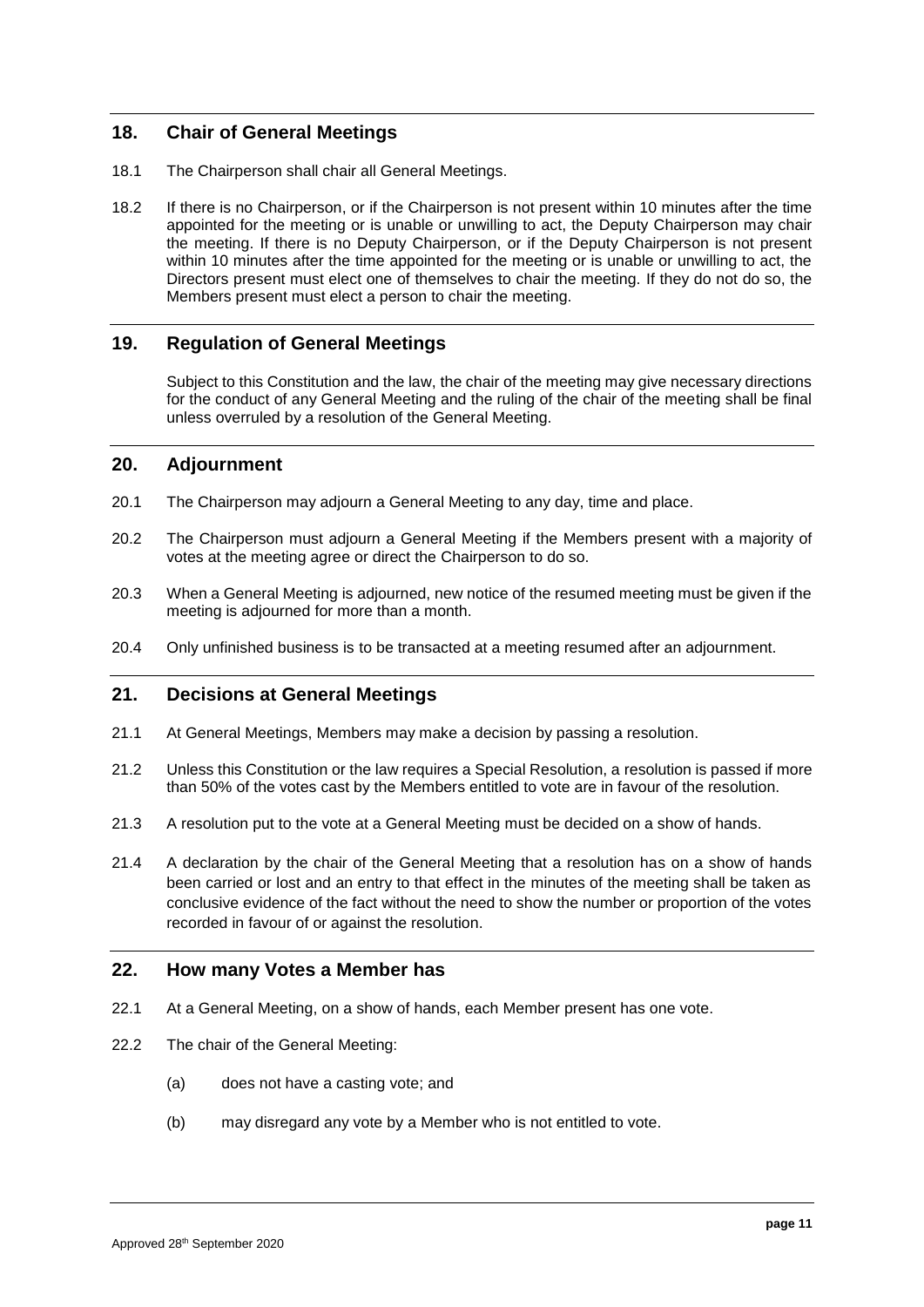## 18. Chair of General Meetings

18.1 The Chairperson shall chair all General Meetings.

18.2 If there is no Chairperson, or if the Chairperson is not present within 10 minutes after the time appointed for the meeting or is unable or unwilling to act, the Deputy Chairperson may chair the meeting. If there is no Deputy Chairperson, or if the Deputy Chairperson is not present within 10 minutes after the time appointed for the meeting or is unable or unwilling to act, the Directors present must elect one of themselves to chair the meeting. If they do not do so, the Members present must elect a person to chair the meeting.

## 19. Regulation of General Meetings

Subject to this Constitution and the law, the chair of the meeting may give necessary directions for the conduct of any General Meeting and the ruling of the chair of the meeting shall be final unless overruled by a resolution of the General Meeting.

## 20. Adjournment

20.1 The Chairperson may adjourn a General Meeting to any day, time and place.

20.2 The Chairperson must adjourn a General Meeting if the Members present with a majority of votes at the meeting agree or direct the Chairperson to do so.

20.3 When a General Meeting is adjourned, new notice of the resumed meeting must be given if the meeting is adjourned for more than a month.

20.4 Only unfinished business is to be transacted at a meeting resumed after an adjournment.

## 21. Decisions at General Meetings

21.1 At General Meetings, Members may make a decision by passing a resolution.

21.2 Unless this Constitution or the law requires a Special Resolution, a resolution is passed if more than 50% of the votes cast by the Members entitled to vote are in favour of the resolution.

21.3 A resolution put to the vote at a General Meeting must be decided on a show of hands.

21.4 A declaration by the chair of the General Meeting that a resolution has on a show of hands been carried or lost and an entry to that effect in the minutes of the meeting shall be taken as conclusive evidence of the fact without the need to show the number or proportion of the votes recorded in favour of or against the resolution.

## 22. How many Votes a Member has

22.1 At a General Meeting, on a show of hands, each Member present has one vote.

22.2 The chair of the General Meeting:

(a) does not have a casting vote; and

(b) may disregard any vote by a Member who is not entitled to vote.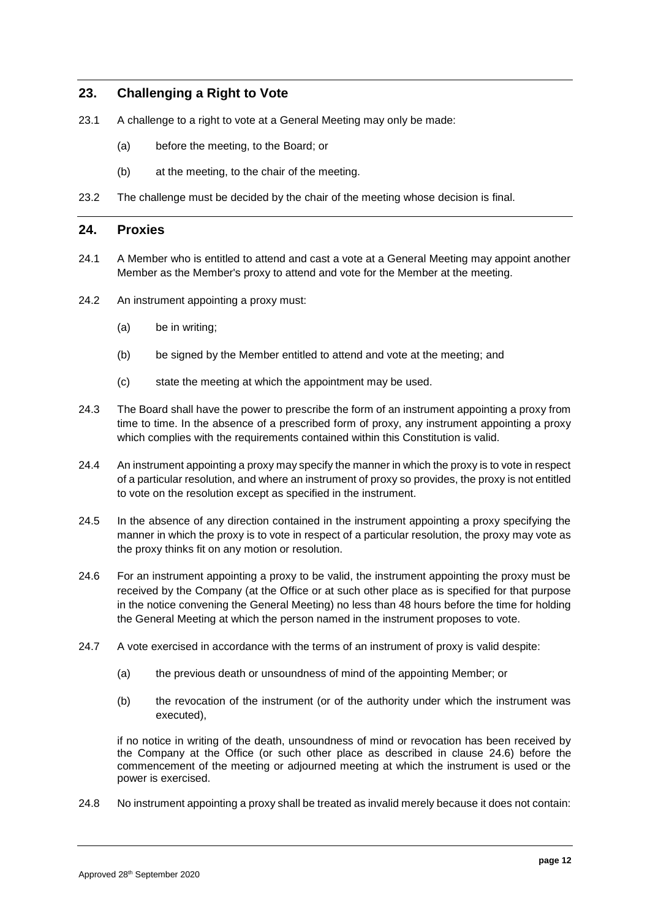## 23. Challenging a Right to Vote

23.1 A challenge to a right to vote at a General Meeting may only be made:

(a) before the meeting, to the Board; or

(b) at the meeting, to the chair of the meeting.

23.2 The challenge must be decided by the chair of the meeting whose decision is final.

## 24. Proxies

24.1 A Member who is entitled to attend and cast a vote at a General Meeting may appoint another Member as the Member's proxy to attend and vote for the Member at the meeting.

24.2 An instrument appointing a proxy must:

(a) be in writing;

(b) be signed by the Member entitled to attend and vote at the meeting; and

(c) state the meeting at which the appointment may be used.

24.3 The Board shall have the power to prescribe the form of an instrument appointing a proxy from time to time. In the absence of a prescribed form of proxy, any instrument appointing a proxy which complies with the requirements contained within this Constitution is valid.

24.4 An instrument appointing a proxy may specify the manner in which the proxy is to vote in respect of a particular resolution, and where an instrument of proxy so provides, the proxy is not entitled to vote on the resolution except as specified in the instrument.

24.5 In the absence of any direction contained in the instrument appointing a proxy specifying the manner in which the proxy is to vote in respect of a particular resolution, the proxy may vote as the proxy thinks fit on any motion or resolution.

24.6 For an instrument appointing a proxy to be valid, the instrument appointing the proxy must be received by the Company (at the Office or at such other place as is specified for that purpose in the notice convening the General Meeting) no less than 48 hours before the time for holding the General Meeting at which the person named in the instrument proposes to vote.

24.7 A vote exercised in accordance with the terms of an instrument of proxy is valid despite:

(a) the previous death or unsoundness of mind of the appointing Member; or

(b) the revocation of the instrument (or of the authority under which the instrument was executed),

if no notice in writing of the death, unsoundness of mind or revocation has been received by the Company at the Office (or such other place as described in clause 24.6) before the commencement of the meeting or adjourned meeting at which the instrument is used or the power is exercised.

24.8 No instrument appointing a proxy shall be treated as invalid merely because it does not contain: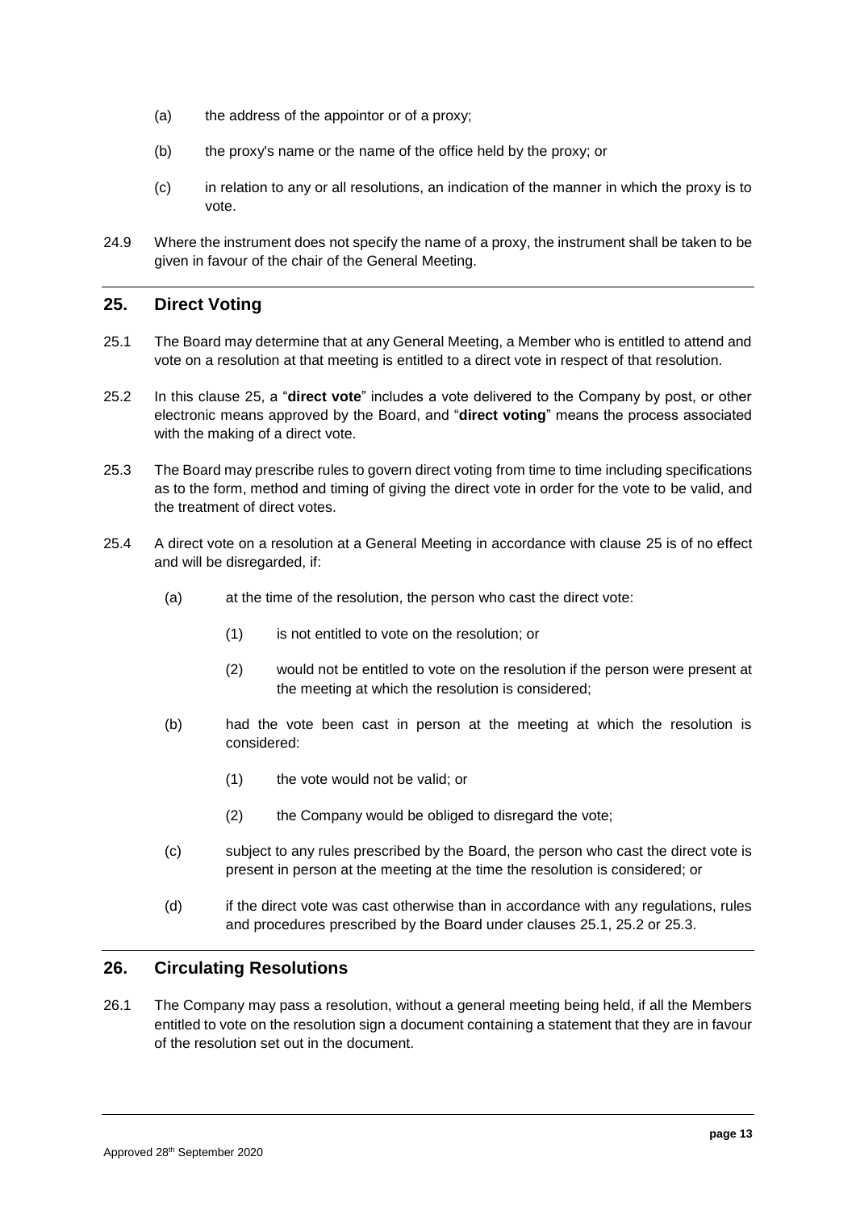(a) the address of the appointor or of a proxy;

(b) the proxy's name or the name of the office held by the proxy; or

(c) in relation to any or all resolutions, an indication of the manner in which the proxy is to vote.

24.9 Where the instrument does not specify the name of a proxy, the instrument shall be taken to be given in favour of the chair of the General Meeting.

## 25. Direct Voting

25.1 The Board may determine that at any General Meeting, a Member who is entitled to attend and vote on a resolution at that meeting is entitled to a direct vote in respect of that resolution.

25.2 In this clause 25, a "**direct vote**" includes a vote delivered to the Company by post, or other electronic means approved by the Board, and "**direct voting**" means the process associated with the making of a direct vote.

25.3 The Board may prescribe rules to govern direct voting from time to time including specifications as to the form, method and timing of giving the direct vote in order for the vote to be valid, and the treatment of direct votes.

25.4 A direct vote on a resolution at a General Meeting in accordance with clause 25 is of no effect and will be disregarded, if:

(a) at the time of the resolution, the person who cast the direct vote:

(1) is not entitled to vote on the resolution; or

(2) would not be entitled to vote on the resolution if the person were present at the meeting at which the resolution is considered;

(b) had the vote been cast in person at the meeting at which the resolution is considered:

(1) the vote would not be valid; or

(2) the Company would be obliged to disregard the vote;

(c) subject to any rules prescribed by the Board, the person who cast the direct vote is present in person at the meeting at the time the resolution is considered; or

(d) if the direct vote was cast otherwise than in accordance with any regulations, rules and procedures prescribed by the Board under clauses 25.1, 25.2 or 25.3.

## 26. Circulating Resolutions

26.1 The Company may pass a resolution, without a general meeting being held, if all the Members entitled to vote on the resolution sign a document containing a statement that they are in favour of the resolution set out in the document.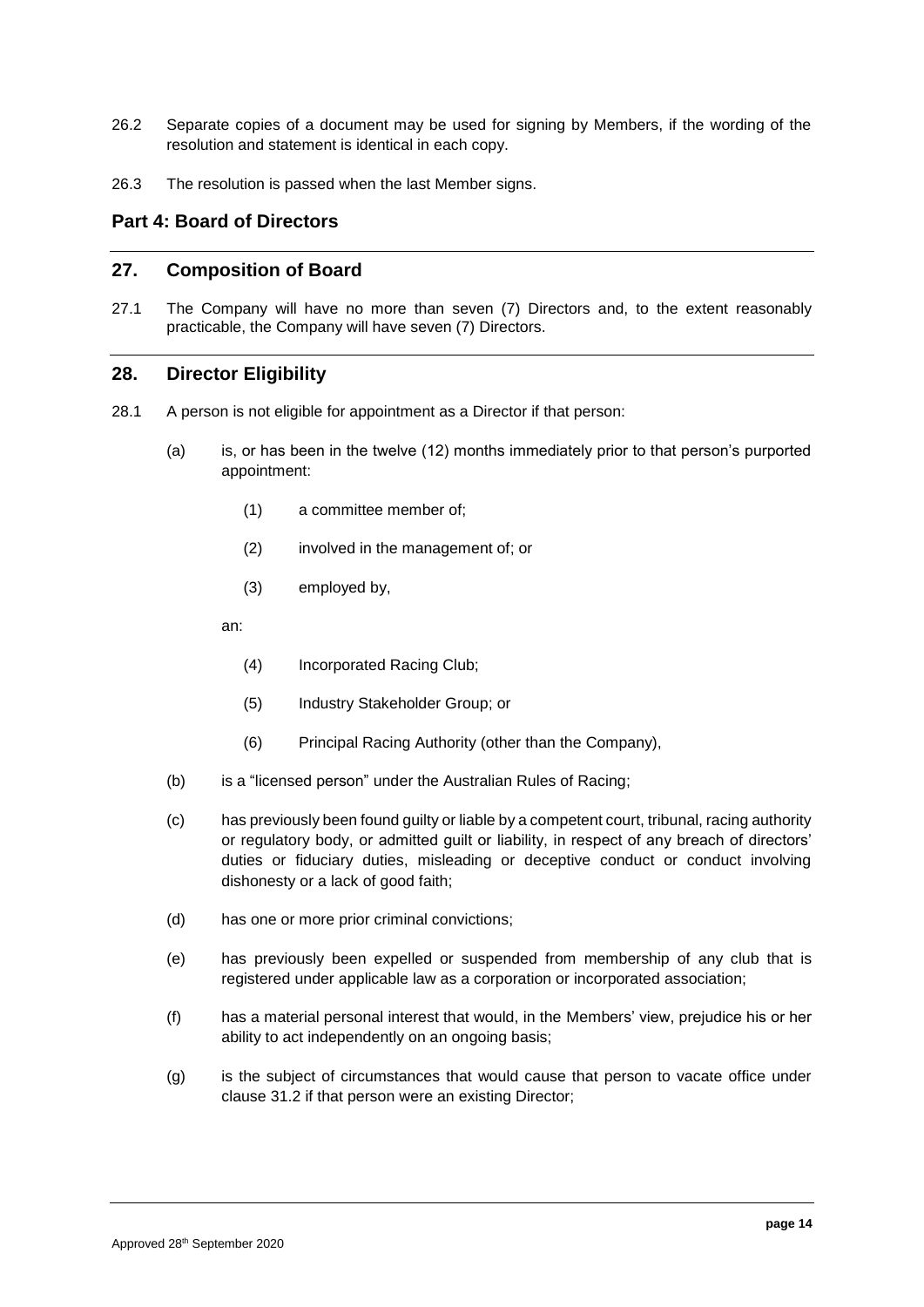26.2 Separate copies of a document may be used for signing by Members, if the wording of the resolution and statement is identical in each copy.

26.3 The resolution is passed when the last Member signs.

## Part 4: Board of Directors

## 27. Composition of Board

27.1 The Company will have no more than seven (7) Directors and, to the extent reasonably practicable, the Company will have seven (7) Directors.

## 28. Director Eligibility

28.1 A person is not eligible for appointment as a Director if that person:

(a) is, or has been in the twelve (12) months immediately prior to that person's purported appointment:

(1) a committee member of;

(2) involved in the management of; or

(3) employed by,

an:

(4) Incorporated Racing Club;

(5) Industry Stakeholder Group; or

(6) Principal Racing Authority (other than the Company),

(b) is a "licensed person" under the Australian Rules of Racing;

(c) has previously been found guilty or liable by a competent court, tribunal, racing authority or regulatory body, or admitted guilt or liability, in respect of any breach of directors' duties or fiduciary duties, misleading or deceptive conduct or conduct involving dishonesty or a lack of good faith;

(d) has one or more prior criminal convictions;

(e) has previously been expelled or suspended from membership of any club that is registered under applicable law as a corporation or incorporated association;

(f) has a material personal interest that would, in the Members' view, prejudice his or her ability to act independently on an ongoing basis;

(g) is the subject of circumstances that would cause that person to vacate office under clause 31.2 if that person were an existing Director;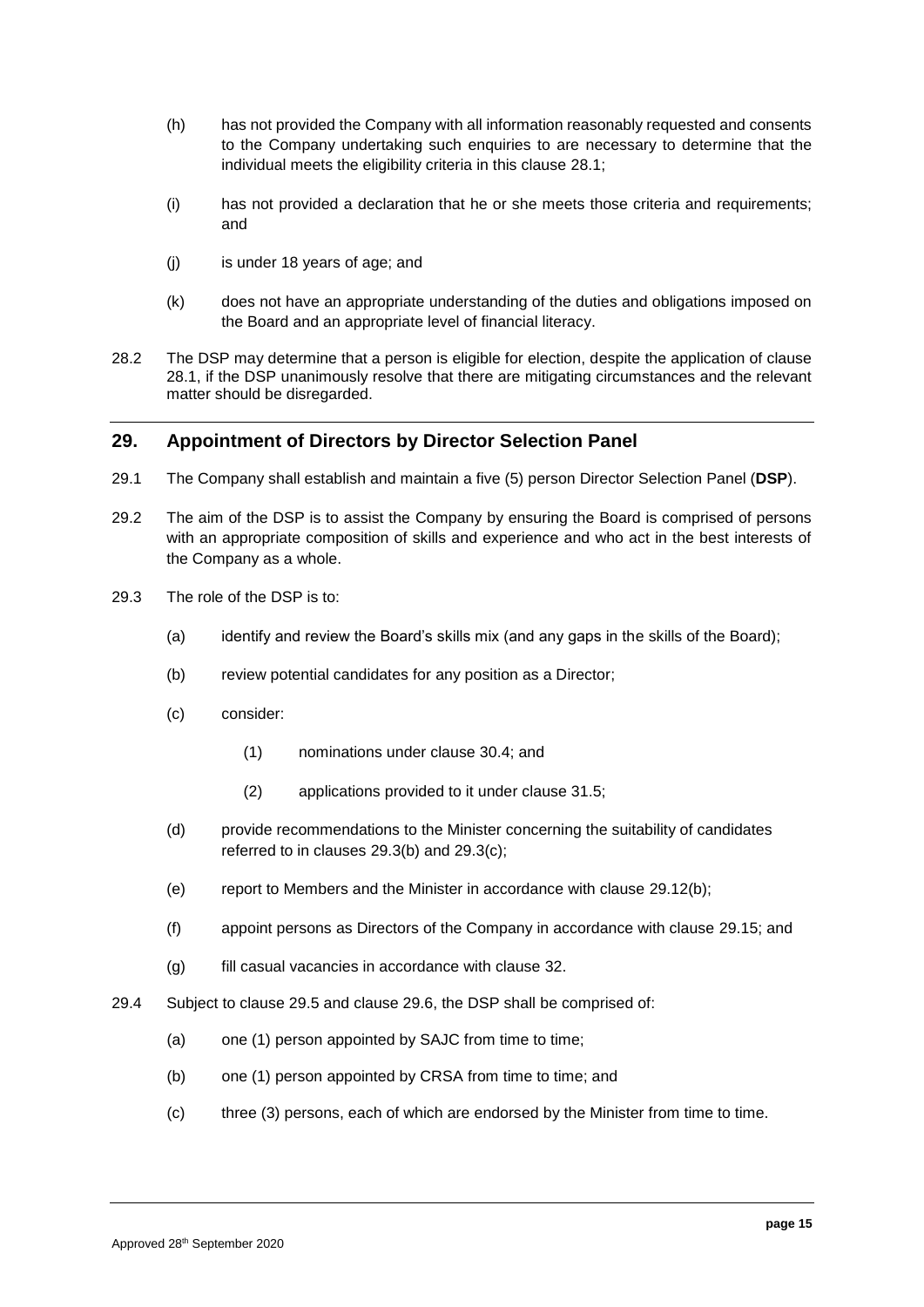(h) has not provided the Company with all information reasonably requested and consents to the Company undertaking such enquiries to are necessary to determine that the individual meets the eligibility criteria in this clause 28.1;

(i) has not provided a declaration that he or she meets those criteria and requirements; and

(j) is under 18 years of age; and

(k) does not have an appropriate understanding of the duties and obligations imposed on the Board and an appropriate level of financial literacy.

28.2 The DSP may determine that a person is eligible for election, despite the application of clause 28.1, if the DSP unanimously resolve that there are mitigating circumstances and the relevant matter should be disregarded.

## 29. Appointment of Directors by Director Selection Panel

29.1 The Company shall establish and maintain a five (5) person Director Selection Panel (**DSP**).

29.2 The aim of the DSP is to assist the Company by ensuring the Board is comprised of persons with an appropriate composition of skills and experience and who act in the best interests of the Company as a whole.

29.3 The role of the DSP is to:

(a) identify and review the Board's skills mix (and any gaps in the skills of the Board);

(b) review potential candidates for any position as a Director;

(c) consider:

(1) nominations under clause 30.4; and

(2) applications provided to it under clause 31.5;

(d) provide recommendations to the Minister concerning the suitability of candidates referred to in clauses 29.3(b) and 29.3(c);

(e) report to Members and the Minister in accordance with clause 29.12(b);

(f) appoint persons as Directors of the Company in accordance with clause 29.15; and

(g) fill casual vacancies in accordance with clause 32.

29.4 Subject to clause 29.5 and clause 29.6, the DSP shall be comprised of:

(a) one (1) person appointed by SAJC from time to time;

(b) one (1) person appointed by CRSA from time to time; and

(c) three (3) persons, each of which are endorsed by the Minister from time to time.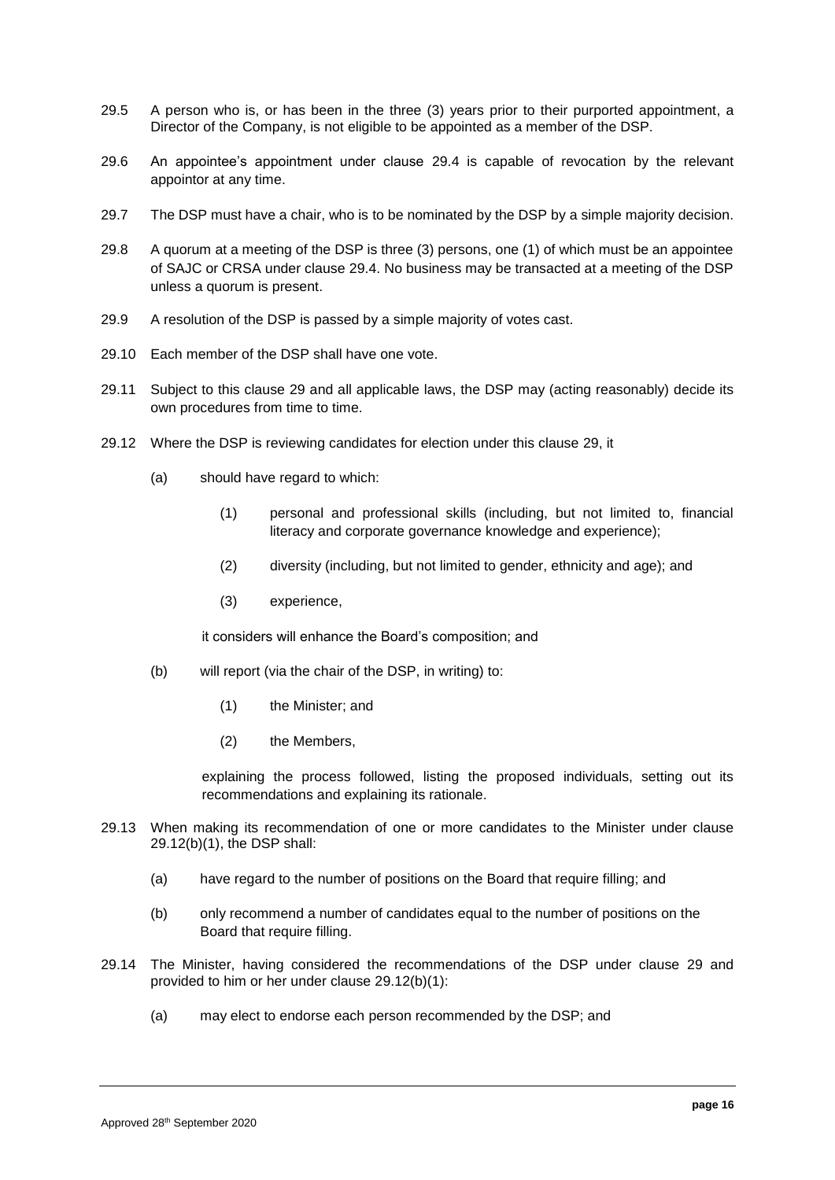29.5 A person who is, or has been in the three (3) years prior to their purported appointment, a Director of the Company, is not eligible to be appointed as a member of the DSP.

29.6 An appointee's appointment under clause 29.4 is capable of revocation by the relevant appointor at any time.

29.7 The DSP must have a chair, who is to be nominated by the DSP by a simple majority decision.

29.8 A quorum at a meeting of the DSP is three (3) persons, one (1) of which must be an appointee of SAJC or CRSA under clause 29.4. No business may be transacted at a meeting of the DSP unless a quorum is present.

29.9 A resolution of the DSP is passed by a simple majority of votes cast.

29.10 Each member of the DSP shall have one vote.

29.11 Subject to this clause 29 and all applicable laws, the DSP may (acting reasonably) decide its own procedures from time to time.

29.12 Where the DSP is reviewing candidates for election under this clause 29, it

- (a) should have regard to which:
  - (1) personal and professional skills (including, but not limited to, financial literacy and corporate governance knowledge and experience);
  - (2) diversity (including, but not limited to gender, ethnicity and age); and
  - (3) experience,

  it considers will enhance the Board's composition; and

- (b) will report (via the chair of the DSP, in writing) to:
  - (1) the Minister; and
  - (2) the Members,

  explaining the process followed, listing the proposed individuals, setting out its recommendations and explaining its rationale.

29.13 When making its recommendation of one or more candidates to the Minister under clause 29.12(b)(1), the DSP shall:

- (a) have regard to the number of positions on the Board that require filling; and
- (b) only recommend a number of candidates equal to the number of positions on the Board that require filling.

29.14 The Minister, having considered the recommendations of the DSP under clause 29 and provided to him or her under clause 29.12(b)(1):

- (a) may elect to endorse each person recommended by the DSP; and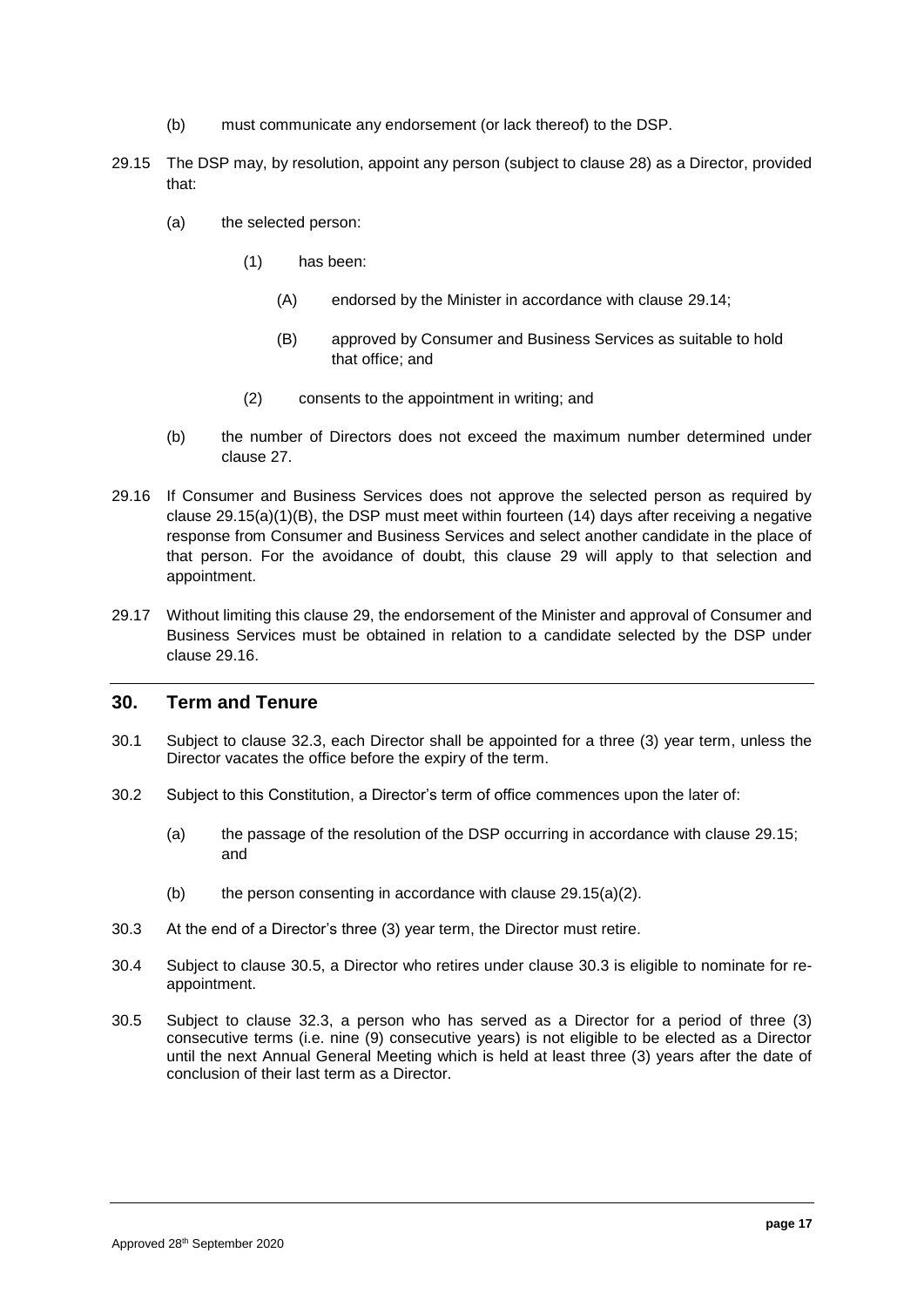(b) must communicate any endorsement (or lack thereof) to the DSP.

29.15 The DSP may, by resolution, appoint any person (subject to clause 28) as a Director, provided that:

(a) the selected person:

(1) has been:

(A) endorsed by the Minister in accordance with clause 29.14;

(B) approved by Consumer and Business Services as suitable to hold that office; and

(2) consents to the appointment in writing; and

(b) the number of Directors does not exceed the maximum number determined under clause 27.

29.16 If Consumer and Business Services does not approve the selected person as required by clause 29.15(a)(1)(B), the DSP must meet within fourteen (14) days after receiving a negative response from Consumer and Business Services and select another candidate in the place of that person. For the avoidance of doubt, this clause 29 will apply to that selection and appointment.

29.17 Without limiting this clause 29, the endorsement of the Minister and approval of Consumer and Business Services must be obtained in relation to a candidate selected by the DSP under clause 29.16.

## 30. Term and Tenure

30.1 Subject to clause 32.3, each Director shall be appointed for a three (3) year term, unless the Director vacates the office before the expiry of the term.

30.2 Subject to this Constitution, a Director's term of office commences upon the later of:

(a) the passage of the resolution of the DSP occurring in accordance with clause 29.15; and

(b) the person consenting in accordance with clause 29.15(a)(2).

30.3 At the end of a Director's three (3) year term, the Director must retire.

30.4 Subject to clause 30.5, a Director who retires under clause 30.3 is eligible to nominate for re-appointment.

30.5 Subject to clause 32.3, a person who has served as a Director for a period of three (3) consecutive terms (i.e. nine (9) consecutive years) is not eligible to be elected as a Director until the next Annual General Meeting which is held at least three (3) years after the date of conclusion of their last term as a Director.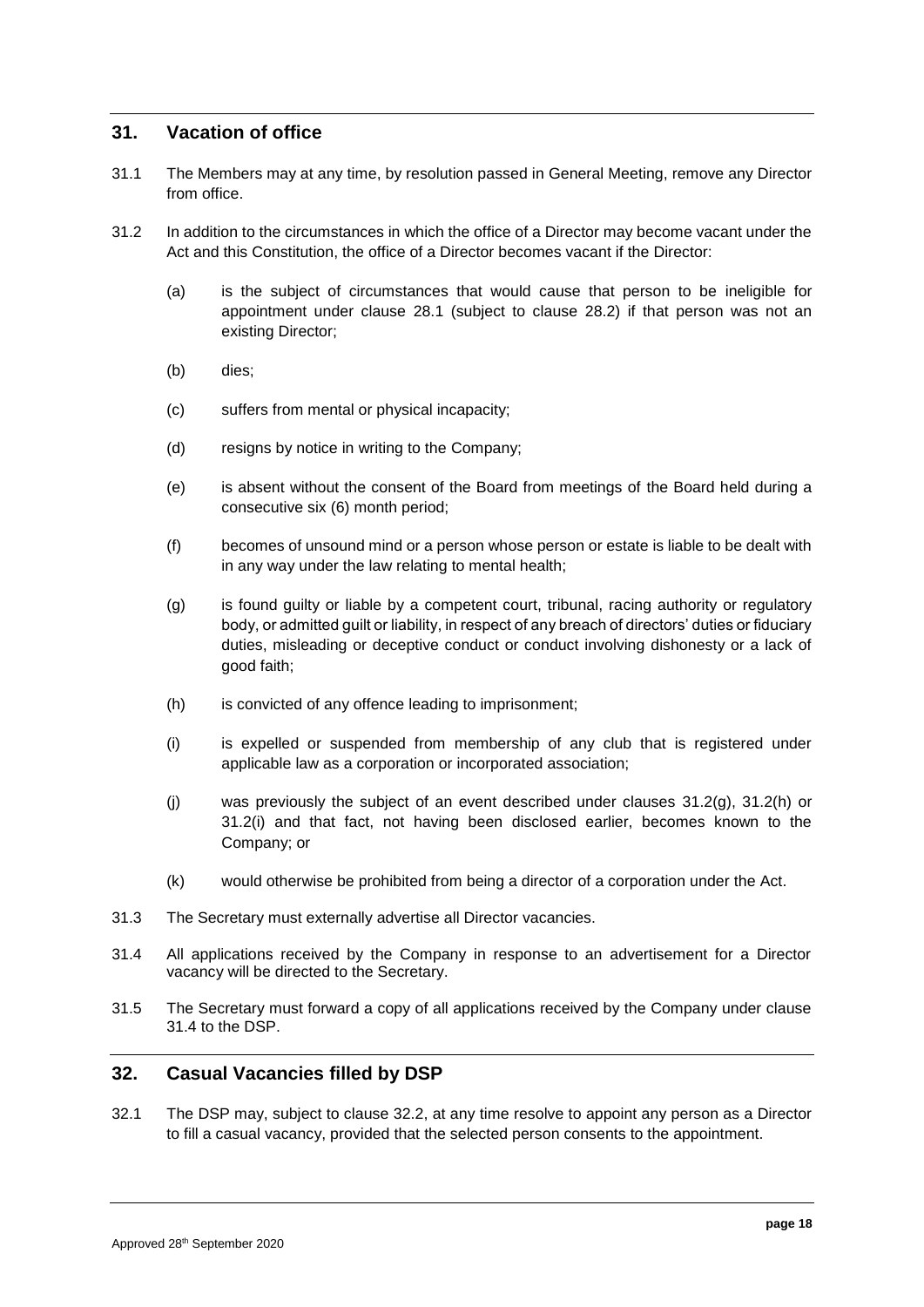## 31. Vacation of office

31.1 The Members may at any time, by resolution passed in General Meeting, remove any Director from office.

31.2 In addition to the circumstances in which the office of a Director may become vacant under the Act and this Constitution, the office of a Director becomes vacant if the Director:

(a) is the subject of circumstances that would cause that person to be ineligible for appointment under clause 28.1 (subject to clause 28.2) if that person was not an existing Director;

(b) dies;

(c) suffers from mental or physical incapacity;

(d) resigns by notice in writing to the Company;

(e) is absent without the consent of the Board from meetings of the Board held during a consecutive six (6) month period;

(f) becomes of unsound mind or a person whose person or estate is liable to be dealt with in any way under the law relating to mental health;

(g) is found guilty or liable by a competent court, tribunal, racing authority or regulatory body, or admitted guilt or liability, in respect of any breach of directors' duties or fiduciary duties, misleading or deceptive conduct or conduct involving dishonesty or a lack of good faith;

(h) is convicted of any offence leading to imprisonment;

(i) is expelled or suspended from membership of any club that is registered under applicable law as a corporation or incorporated association;

(j) was previously the subject of an event described under clauses 31.2(g), 31.2(h) or 31.2(i) and that fact, not having been disclosed earlier, becomes known to the Company; or

(k) would otherwise be prohibited from being a director of a corporation under the Act.

31.3 The Secretary must externally advertise all Director vacancies.

31.4 All applications received by the Company in response to an advertisement for a Director vacancy will be directed to the Secretary.

31.5 The Secretary must forward a copy of all applications received by the Company under clause 31.4 to the DSP.

## 32. Casual Vacancies filled by DSP

32.1 The DSP may, subject to clause 32.2, at any time resolve to appoint any person as a Director to fill a casual vacancy, provided that the selected person consents to the appointment.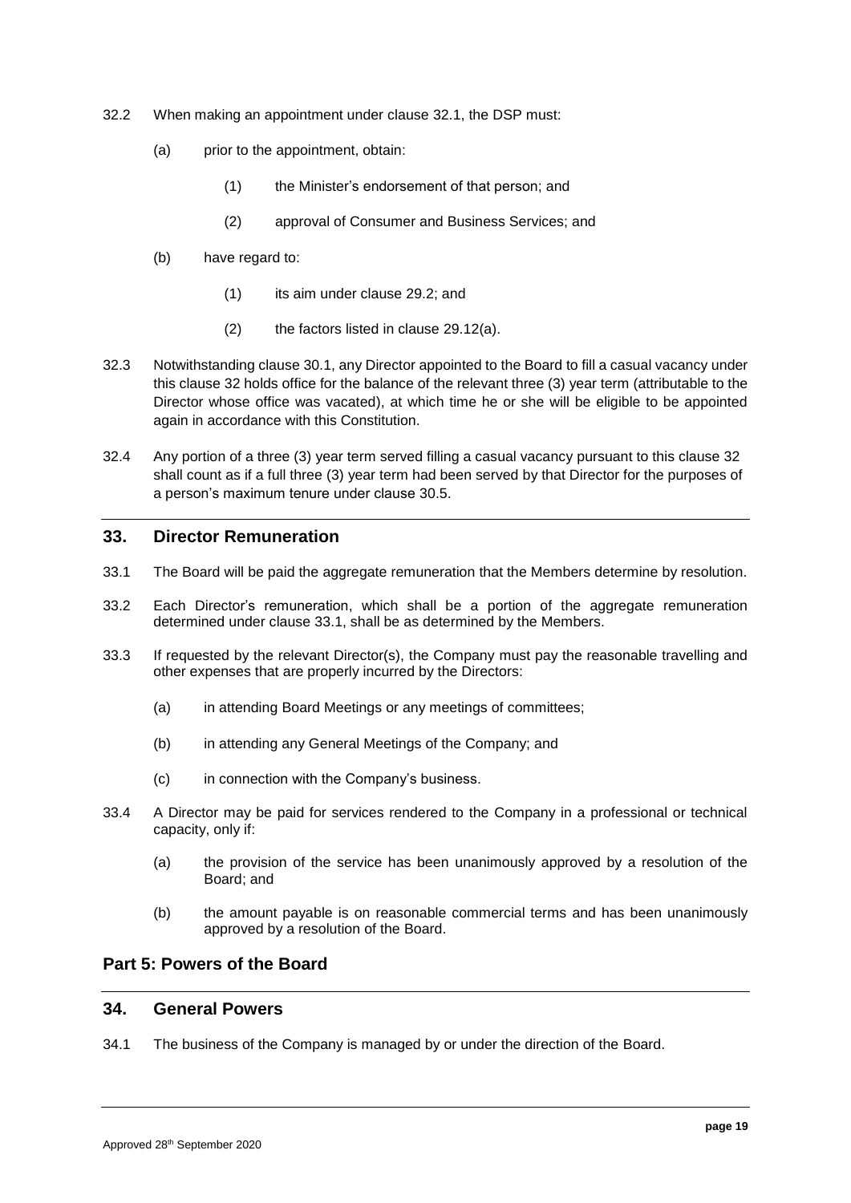32.2 When making an appointment under clause 32.1, the DSP must:

(a) prior to the appointment, obtain:

(1) the Minister's endorsement of that person; and

(2) approval of Consumer and Business Services; and

(b) have regard to:

(1) its aim under clause 29.2; and

(2) the factors listed in clause 29.12(a).

32.3 Notwithstanding clause 30.1, any Director appointed to the Board to fill a casual vacancy under this clause 32 holds office for the balance of the relevant three (3) year term (attributable to the Director whose office was vacated), at which time he or she will be eligible to be appointed again in accordance with this Constitution.

32.4 Any portion of a three (3) year term served filling a casual vacancy pursuant to this clause 32 shall count as if a full three (3) year term had been served by that Director for the purposes of a person's maximum tenure under clause 30.5.

## 33. Director Remuneration

33.1 The Board will be paid the aggregate remuneration that the Members determine by resolution.

33.2 Each Director's remuneration, which shall be a portion of the aggregate remuneration determined under clause 33.1, shall be as determined by the Members.

33.3 If requested by the relevant Director(s), the Company must pay the reasonable travelling and other expenses that are properly incurred by the Directors:

(a) in attending Board Meetings or any meetings of committees;

(b) in attending any General Meetings of the Company; and

(c) in connection with the Company's business.

33.4 A Director may be paid for services rendered to the Company in a professional or technical capacity, only if:

(a) the provision of the service has been unanimously approved by a resolution of the Board; and

(b) the amount payable is on reasonable commercial terms and has been unanimously approved by a resolution of the Board.

# Part 5: Powers of the Board

## 34. General Powers

34.1 The business of the Company is managed by or under the direction of the Board.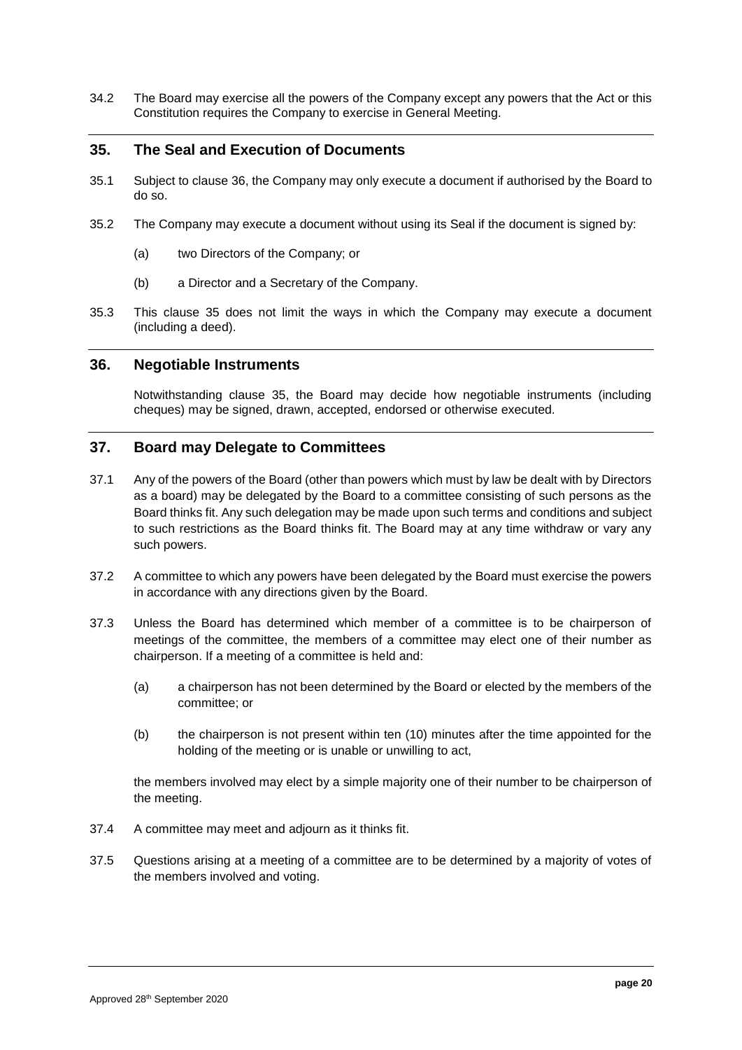34.2 The Board may exercise all the powers of the Company except any powers that the Act or this Constitution requires the Company to exercise in General Meeting.

## 35. The Seal and Execution of Documents

35.1 Subject to clause 36, the Company may only execute a document if authorised by the Board to do so.

35.2 The Company may execute a document without using its Seal if the document is signed by:

(a) two Directors of the Company; or

(b) a Director and a Secretary of the Company.

35.3 This clause 35 does not limit the ways in which the Company may execute a document (including a deed).

## 36. Negotiable Instruments

Notwithstanding clause 35, the Board may decide how negotiable instruments (including cheques) may be signed, drawn, accepted, endorsed or otherwise executed.

## 37. Board may Delegate to Committees

37.1 Any of the powers of the Board (other than powers which must by law be dealt with by Directors as a board) may be delegated by the Board to a committee consisting of such persons as the Board thinks fit. Any such delegation may be made upon such terms and conditions and subject to such restrictions as the Board thinks fit. The Board may at any time withdraw or vary any such powers.

37.2 A committee to which any powers have been delegated by the Board must exercise the powers in accordance with any directions given by the Board.

37.3 Unless the Board has determined which member of a committee is to be chairperson of meetings of the committee, the members of a committee may elect one of their number as chairperson. If a meeting of a committee is held and:

(a) a chairperson has not been determined by the Board or elected by the members of the committee; or

(b) the chairperson is not present within ten (10) minutes after the time appointed for the holding of the meeting or is unable or unwilling to act,

the members involved may elect by a simple majority one of their number to be chairperson of the meeting.

37.4 A committee may meet and adjourn as it thinks fit.

37.5 Questions arising at a meeting of a committee are to be determined by a majority of votes of the members involved and voting.

Approved 28th September 2020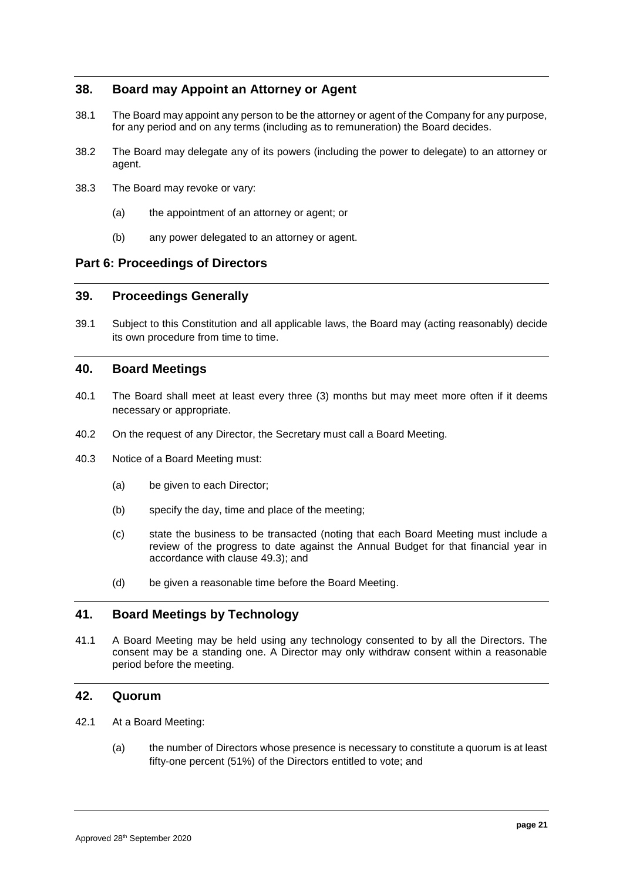## 38. Board may Appoint an Attorney or Agent

38.1 The Board may appoint any person to be the attorney or agent of the Company for any purpose, for any period and on any terms (including as to remuneration) the Board decides.

38.2 The Board may delegate any of its powers (including the power to delegate) to an attorney or agent.

38.3 The Board may revoke or vary:

(a) the appointment of an attorney or agent; or

(b) any power delegated to an attorney or agent.

# Part 6: Proceedings of Directors

## 39. Proceedings Generally

39.1 Subject to this Constitution and all applicable laws, the Board may (acting reasonably) decide its own procedure from time to time.

## 40. Board Meetings

40.1 The Board shall meet at least every three (3) months but may meet more often if it deems necessary or appropriate.

40.2 On the request of any Director, the Secretary must call a Board Meeting.

40.3 Notice of a Board Meeting must:

(a) be given to each Director;

(b) specify the day, time and place of the meeting;

(c) state the business to be transacted (noting that each Board Meeting must include a review of the progress to date against the Annual Budget for that financial year in accordance with clause 49.3); and

(d) be given a reasonable time before the Board Meeting.

## 41. Board Meetings by Technology

41.1 A Board Meeting may be held using any technology consented to by all the Directors. The consent may be a standing one. A Director may only withdraw consent within a reasonable period before the meeting.

## 42. Quorum

42.1 At a Board Meeting:

(a) the number of Directors whose presence is necessary to constitute a quorum is at least fifty-one percent (51%) of the Directors entitled to vote; and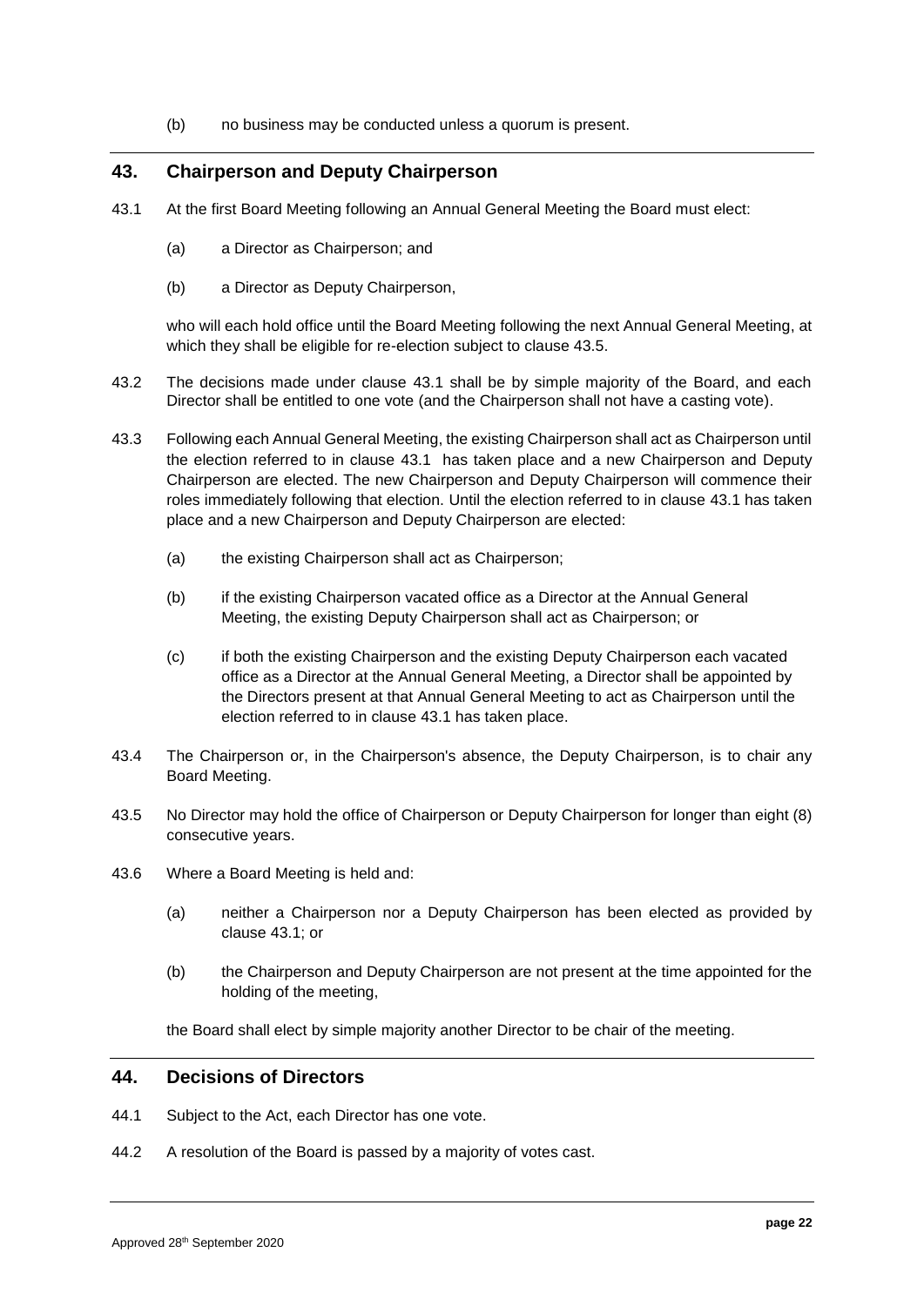(b) no business may be conducted unless a quorum is present.

## 43. Chairperson and Deputy Chairperson

43.1 At the first Board Meeting following an Annual General Meeting the Board must elect:

(a) a Director as Chairperson; and

(b) a Director as Deputy Chairperson,

who will each hold office until the Board Meeting following the next Annual General Meeting, at which they shall be eligible for re-election subject to clause 43.5.

43.2 The decisions made under clause 43.1 shall be by simple majority of the Board, and each Director shall be entitled to one vote (and the Chairperson shall not have a casting vote).

43.3 Following each Annual General Meeting, the existing Chairperson shall act as Chairperson until the election referred to in clause 43.1 has taken place and a new Chairperson and Deputy Chairperson are elected. The new Chairperson and Deputy Chairperson will commence their roles immediately following that election. Until the election referred to in clause 43.1 has taken place and a new Chairperson and Deputy Chairperson are elected:

(a) the existing Chairperson shall act as Chairperson;

(b) if the existing Chairperson vacated office as a Director at the Annual General Meeting, the existing Deputy Chairperson shall act as Chairperson; or

(c) if both the existing Chairperson and the existing Deputy Chairperson each vacated office as a Director at the Annual General Meeting, a Director shall be appointed by the Directors present at that Annual General Meeting to act as Chairperson until the election referred to in clause 43.1 has taken place.

43.4 The Chairperson or, in the Chairperson's absence, the Deputy Chairperson, is to chair any Board Meeting.

43.5 No Director may hold the office of Chairperson or Deputy Chairperson for longer than eight (8) consecutive years.

43.6 Where a Board Meeting is held and:

(a) neither a Chairperson nor a Deputy Chairperson has been elected as provided by clause 43.1; or

(b) the Chairperson and Deputy Chairperson are not present at the time appointed for the holding of the meeting,

the Board shall elect by simple majority another Director to be chair of the meeting.

## 44. Decisions of Directors

44.1 Subject to the Act, each Director has one vote.

44.2 A resolution of the Board is passed by a majority of votes cast.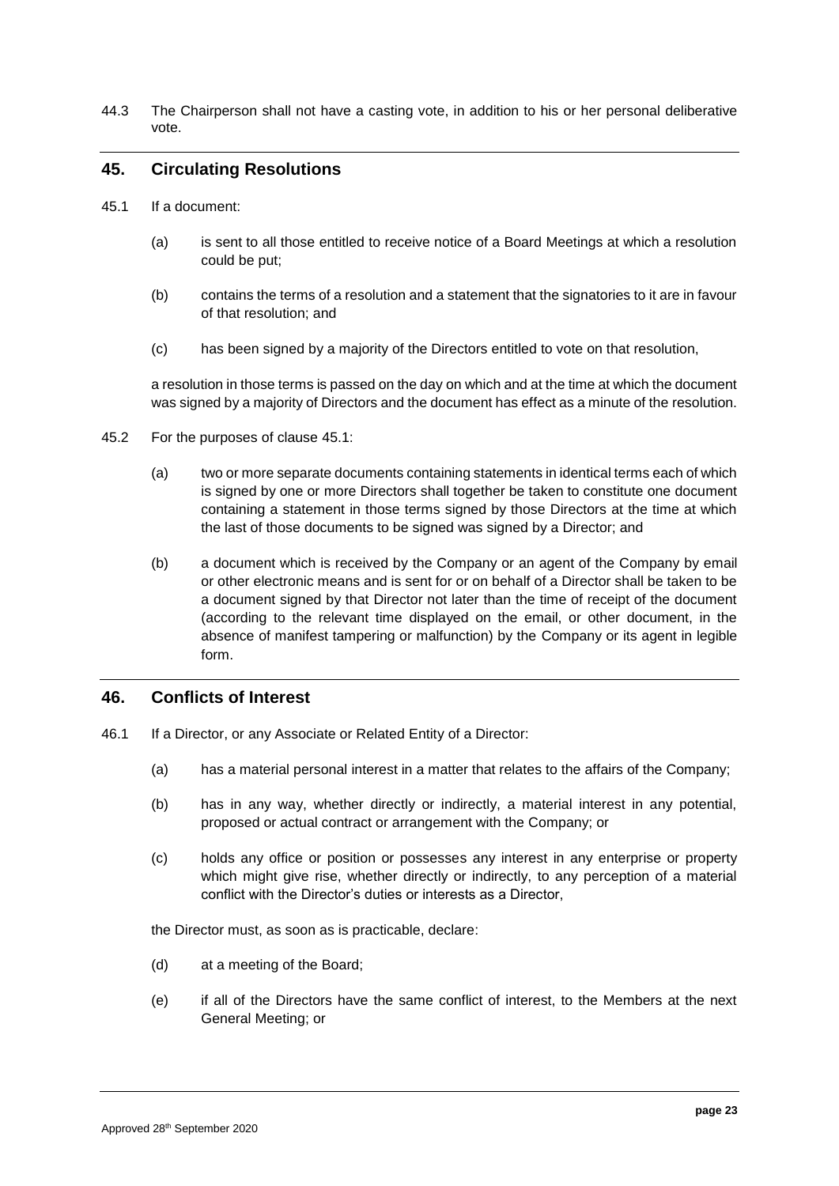44.3 The Chairperson shall not have a casting vote, in addition to his or her personal deliberative vote.

## 45. Circulating Resolutions

45.1 If a document:

(a) is sent to all those entitled to receive notice of a Board Meetings at which a resolution could be put;

(b) contains the terms of a resolution and a statement that the signatories to it are in favour of that resolution; and

(c) has been signed by a majority of the Directors entitled to vote on that resolution,

a resolution in those terms is passed on the day on which and at the time at which the document was signed by a majority of Directors and the document has effect as a minute of the resolution.

45.2 For the purposes of clause 45.1:

(a) two or more separate documents containing statements in identical terms each of which is signed by one or more Directors shall together be taken to constitute one document containing a statement in those terms signed by those Directors at the time at which the last of those documents to be signed was signed by a Director; and

(b) a document which is received by the Company or an agent of the Company by email or other electronic means and is sent for or on behalf of a Director shall be taken to be a document signed by that Director not later than the time of receipt of the document (according to the relevant time displayed on the email, or other document, in the absence of manifest tampering or malfunction) by the Company or its agent in legible form.

## 46. Conflicts of Interest

46.1 If a Director, or any Associate or Related Entity of a Director:

(a) has a material personal interest in a matter that relates to the affairs of the Company;

(b) has in any way, whether directly or indirectly, a material interest in any potential, proposed or actual contract or arrangement with the Company; or

(c) holds any office or position or possesses any interest in any enterprise or property which might give rise, whether directly or indirectly, to any perception of a material conflict with the Director's duties or interests as a Director,

the Director must, as soon as is practicable, declare:

(d) at a meeting of the Board;

(e) if all of the Directors have the same conflict of interest, to the Members at the next General Meeting; or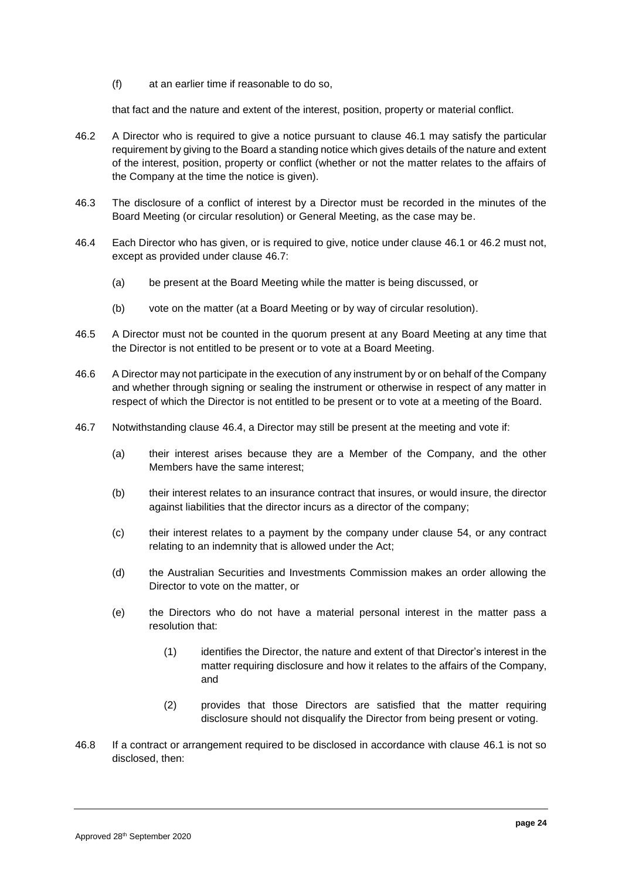(f) at an earlier time if reasonable to do so,

that fact and the nature and extent of the interest, position, property or material conflict.

46.2 A Director who is required to give a notice pursuant to clause 46.1 may satisfy the particular requirement by giving to the Board a standing notice which gives details of the nature and extent of the interest, position, property or conflict (whether or not the matter relates to the affairs of the Company at the time the notice is given).

46.3 The disclosure of a conflict of interest by a Director must be recorded in the minutes of the Board Meeting (or circular resolution) or General Meeting, as the case may be.

46.4 Each Director who has given, or is required to give, notice under clause 46.1 or 46.2 must not, except as provided under clause 46.7:

(a) be present at the Board Meeting while the matter is being discussed, or

(b) vote on the matter (at a Board Meeting or by way of circular resolution).

46.5 A Director must not be counted in the quorum present at any Board Meeting at any time that the Director is not entitled to be present or to vote at a Board Meeting.

46.6 A Director may not participate in the execution of any instrument by or on behalf of the Company and whether through signing or sealing the instrument or otherwise in respect of any matter in respect of which the Director is not entitled to be present or to vote at a meeting of the Board.

46.7 Notwithstanding clause 46.4, a Director may still be present at the meeting and vote if:

(a) their interest arises because they are a Member of the Company, and the other Members have the same interest;

(b) their interest relates to an insurance contract that insures, or would insure, the director against liabilities that the director incurs as a director of the company;

(c) their interest relates to a payment by the company under clause 54, or any contract relating to an indemnity that is allowed under the Act;

(d) the Australian Securities and Investments Commission makes an order allowing the Director to vote on the matter, or

(e) the Directors who do not have a material personal interest in the matter pass a resolution that:

(1) identifies the Director, the nature and extent of that Director's interest in the matter requiring disclosure and how it relates to the affairs of the Company, and

(2) provides that those Directors are satisfied that the matter requiring disclosure should not disqualify the Director from being present or voting.

46.8 If a contract or arrangement required to be disclosed in accordance with clause 46.1 is not so disclosed, then: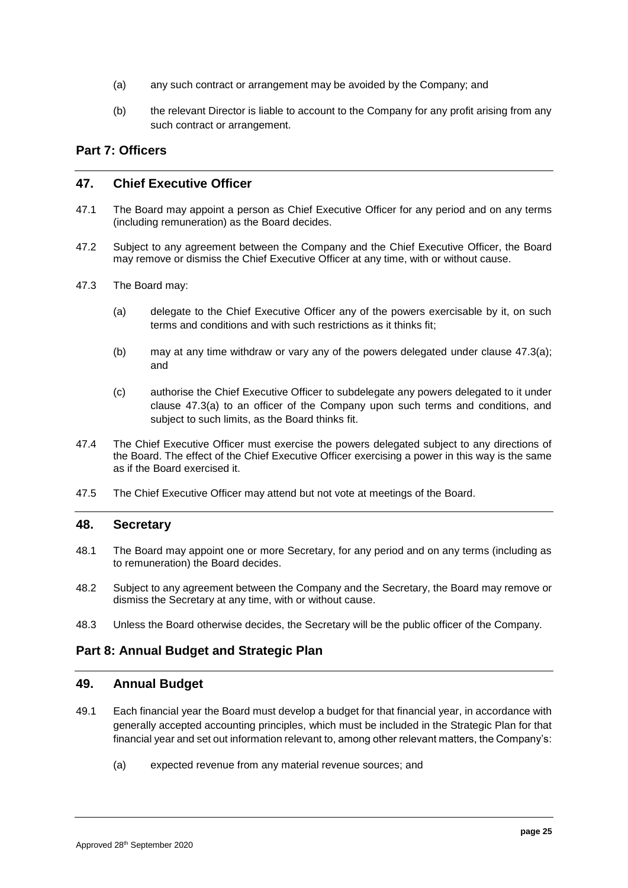(a) any such contract or arrangement may be avoided by the Company; and

(b) the relevant Director is liable to account to the Company for any profit arising from any such contract or arrangement.

## Part 7: Officers

### 47. Chief Executive Officer

47.1 The Board may appoint a person as Chief Executive Officer for any period and on any terms (including remuneration) as the Board decides.

47.2 Subject to any agreement between the Company and the Chief Executive Officer, the Board may remove or dismiss the Chief Executive Officer at any time, with or without cause.

47.3 The Board may:

(a) delegate to the Chief Executive Officer any of the powers exercisable by it, on such terms and conditions and with such restrictions as it thinks fit;

(b) may at any time withdraw or vary any of the powers delegated under clause 47.3(a); and

(c) authorise the Chief Executive Officer to subdelegate any powers delegated to it under clause 47.3(a) to an officer of the Company upon such terms and conditions, and subject to such limits, as the Board thinks fit.

47.4 The Chief Executive Officer must exercise the powers delegated subject to any directions of the Board. The effect of the Chief Executive Officer exercising a power in this way is the same as if the Board exercised it.

47.5 The Chief Executive Officer may attend but not vote at meetings of the Board.

### 48. Secretary

48.1 The Board may appoint one or more Secretary, for any period and on any terms (including as to remuneration) the Board decides.

48.2 Subject to any agreement between the Company and the Secretary, the Board may remove or dismiss the Secretary at any time, with or without cause.

48.3 Unless the Board otherwise decides, the Secretary will be the public officer of the Company.

## Part 8: Annual Budget and Strategic Plan

### 49. Annual Budget

49.1 Each financial year the Board must develop a budget for that financial year, in accordance with generally accepted accounting principles, which must be included in the Strategic Plan for that financial year and set out information relevant to, among other relevant matters, the Company's:

(a) expected revenue from any material revenue sources; and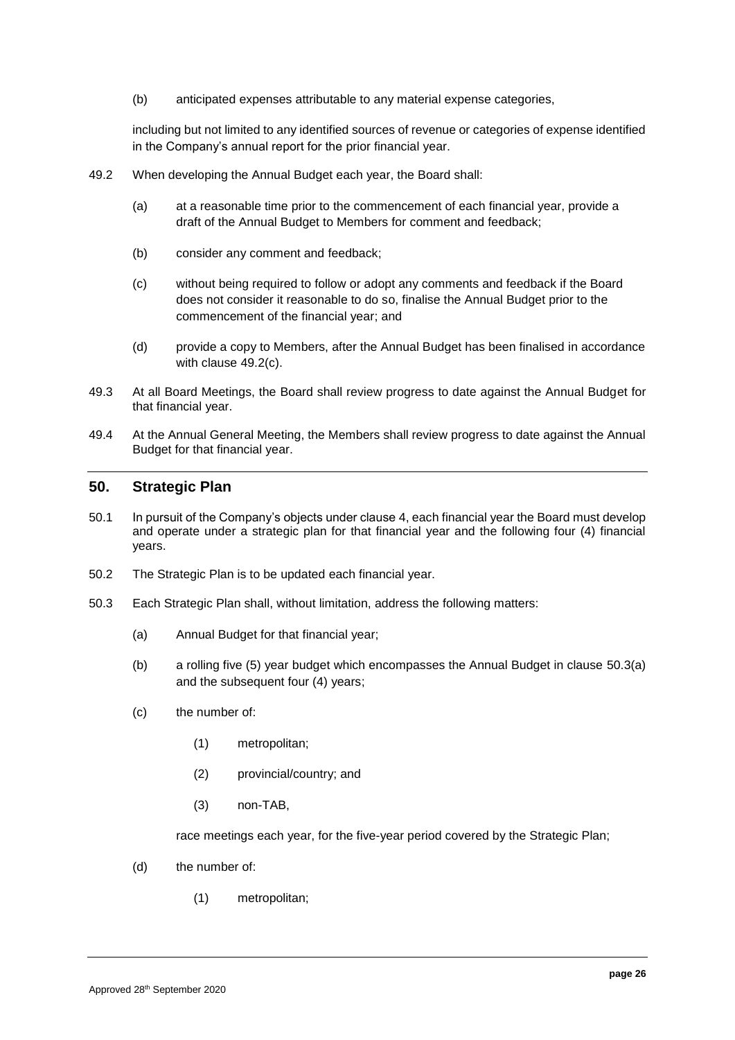(b) anticipated expenses attributable to any material expense categories,

including but not limited to any identified sources of revenue or categories of expense identified in the Company's annual report for the prior financial year.

49.2 When developing the Annual Budget each year, the Board shall:

(a) at a reasonable time prior to the commencement of each financial year, provide a draft of the Annual Budget to Members for comment and feedback;

(b) consider any comment and feedback;

(c) without being required to follow or adopt any comments and feedback if the Board does not consider it reasonable to do so, finalise the Annual Budget prior to the commencement of the financial year; and

(d) provide a copy to Members, after the Annual Budget has been finalised in accordance with clause 49.2(c).

49.3 At all Board Meetings, the Board shall review progress to date against the Annual Budget for that financial year.

49.4 At the Annual General Meeting, the Members shall review progress to date against the Annual Budget for that financial year.

## 50. Strategic Plan

50.1 In pursuit of the Company's objects under clause 4, each financial year the Board must develop and operate under a strategic plan for that financial year and the following four (4) financial years.

50.2 The Strategic Plan is to be updated each financial year.

50.3 Each Strategic Plan shall, without limitation, address the following matters:

(a) Annual Budget for that financial year;

(b) a rolling five (5) year budget which encompasses the Annual Budget in clause 50.3(a) and the subsequent four (4) years;

(c) the number of:

(1) metropolitan;

(2) provincial/country; and

(3) non-TAB,

race meetings each year, for the five-year period covered by the Strategic Plan;

(d) the number of:

(1) metropolitan;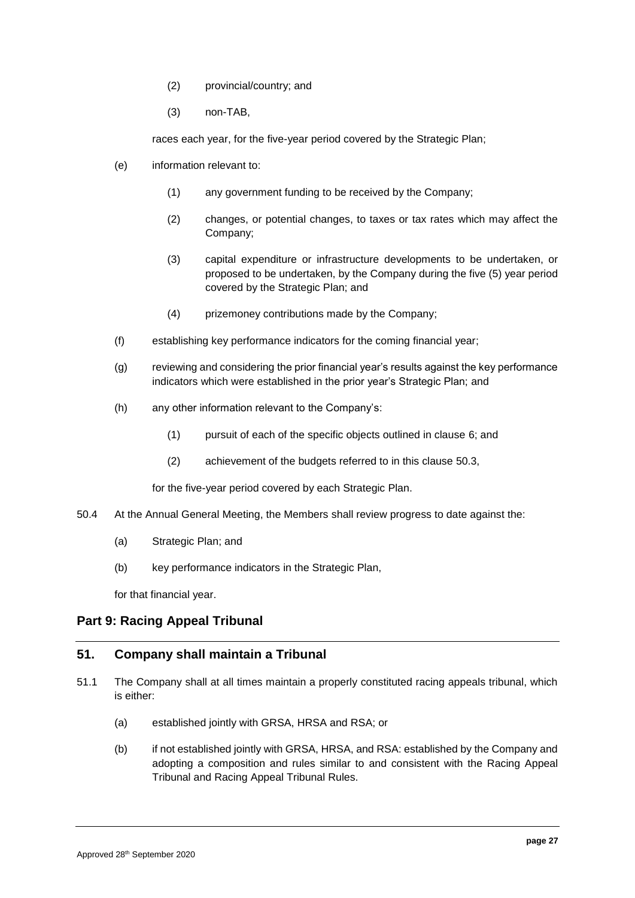(2) provincial/country; and

(3) non-TAB,

races each year, for the five-year period covered by the Strategic Plan;

(e) information relevant to:

(1) any government funding to be received by the Company;

(2) changes, or potential changes, to taxes or tax rates which may affect the Company;

(3) capital expenditure or infrastructure developments to be undertaken, or proposed to be undertaken, by the Company during the five (5) year period covered by the Strategic Plan; and

(4) prizemoney contributions made by the Company;

(f) establishing key performance indicators for the coming financial year;

(g) reviewing and considering the prior financial year's results against the key performance indicators which were established in the prior year's Strategic Plan; and

(h) any other information relevant to the Company's:

(1) pursuit of each of the specific objects outlined in clause 6; and

(2) achievement of the budgets referred to in this clause 50.3,

for the five-year period covered by each Strategic Plan.

50.4 At the Annual General Meeting, the Members shall review progress to date against the:

(a) Strategic Plan; and

(b) key performance indicators in the Strategic Plan,

for that financial year.

## Part 9: Racing Appeal Tribunal

## 51. Company shall maintain a Tribunal

51.1 The Company shall at all times maintain a properly constituted racing appeals tribunal, which is either:

(a) established jointly with GRSA, HRSA and RSA; or

(b) if not established jointly with GRSA, HRSA, and RSA: established by the Company and adopting a composition and rules similar to and consistent with the Racing Appeal Tribunal and Racing Appeal Tribunal Rules.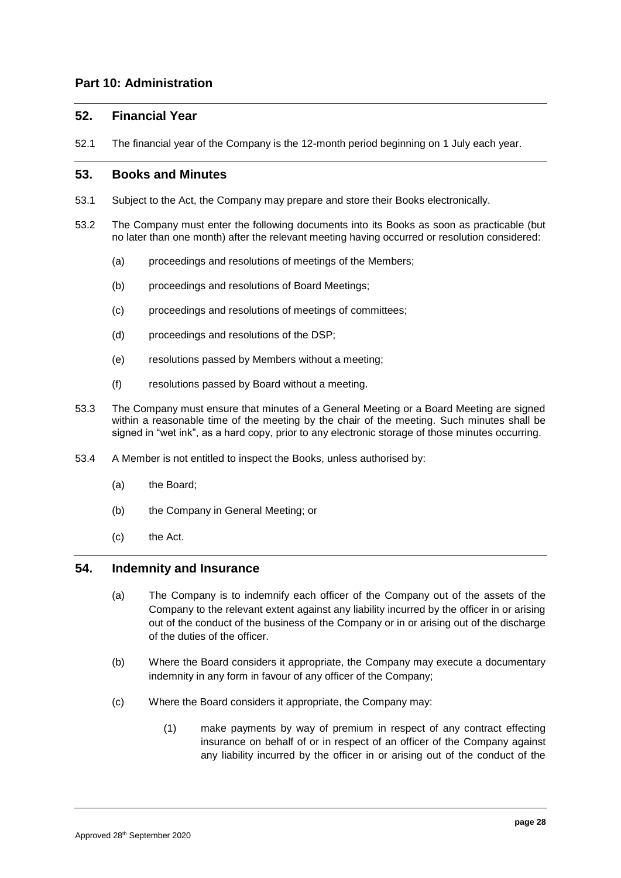## Part 10: Administration

### 52. Financial Year

52.1 The financial year of the Company is the 12-month period beginning on 1 July each year.

### 53. Books and Minutes

53.1 Subject to the Act, the Company may prepare and store their Books electronically.

53.2 The Company must enter the following documents into its Books as soon as practicable (but no later than one month) after the relevant meeting having occurred or resolution considered:

- (a) proceedings and resolutions of meetings of the Members;
- (b) proceedings and resolutions of Board Meetings;
- (c) proceedings and resolutions of meetings of committees;
- (d) proceedings and resolutions of the DSP;
- (e) resolutions passed by Members without a meeting;
- (f) resolutions passed by Board without a meeting.

53.3 The Company must ensure that minutes of a General Meeting or a Board Meeting are signed within a reasonable time of the meeting by the chair of the meeting. Such minutes shall be signed in "wet ink", as a hard copy, prior to any electronic storage of those minutes occurring.

53.4 A Member is not entitled to inspect the Books, unless authorised by:

- (a) the Board;
- (b) the Company in General Meeting; or
- (c) the Act.

### 54. Indemnity and Insurance

- (a) The Company is to indemnify each officer of the Company out of the assets of the Company to the relevant extent against any liability incurred by the officer in or arising out of the conduct of the business of the Company or in or arising out of the discharge of the duties of the officer.
- (b) Where the Board considers it appropriate, the Company may execute a documentary indemnity in any form in favour of any officer of the Company;
- (c) Where the Board considers it appropriate, the Company may:
  - (1) make payments by way of premium in respect of any contract effecting insurance on behalf of or in respect of an officer of the Company against any liability incurred by the officer in or arising out of the conduct of the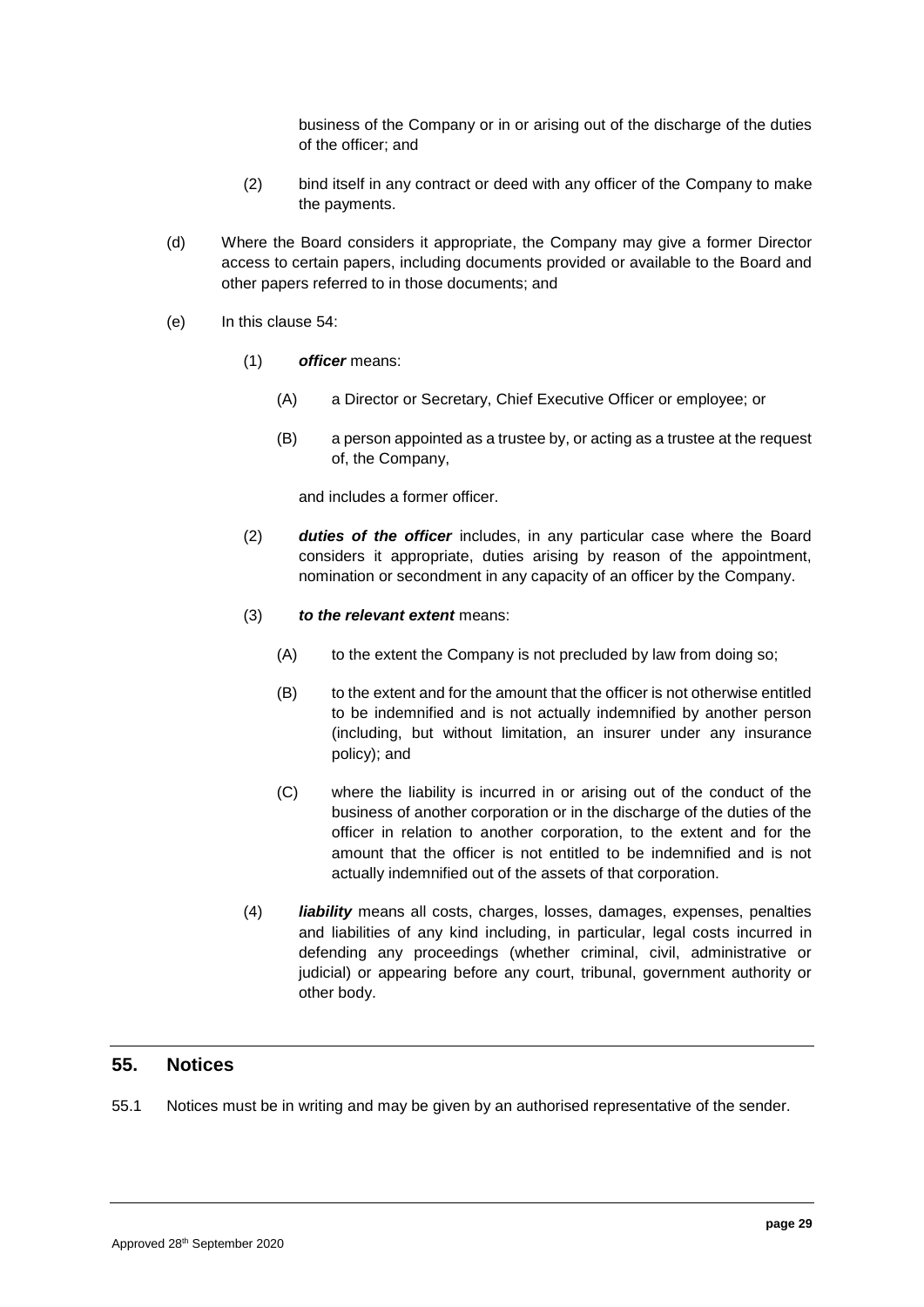business of the Company or in or arising out of the discharge of the duties of the officer; and

(2) bind itself in any contract or deed with any officer of the Company to make the payments.

(d) Where the Board considers it appropriate, the Company may give a former Director access to certain papers, including documents provided or available to the Board and other papers referred to in those documents; and

(e) In this clause 54:

(1) ***officer*** means:

(A) a Director or Secretary, Chief Executive Officer or employee; or

(B) a person appointed as a trustee by, or acting as a trustee at the request of, the Company,

and includes a former officer.

(2) ***duties of the officer*** includes, in any particular case where the Board considers it appropriate, duties arising by reason of the appointment, nomination or secondment in any capacity of an officer by the Company.

(3) ***to the relevant extent*** means:

(A) to the extent the Company is not precluded by law from doing so;

(B) to the extent and for the amount that the officer is not otherwise entitled to be indemnified and is not actually indemnified by another person (including, but without limitation, an insurer under any insurance policy); and

(C) where the liability is incurred in or arising out of the conduct of the business of another corporation or in the discharge of the duties of the officer in relation to another corporation, to the extent and for the amount that the officer is not entitled to be indemnified and is not actually indemnified out of the assets of that corporation.

(4) ***liability*** means all costs, charges, losses, damages, expenses, penalties and liabilities of any kind including, in particular, legal costs incurred in defending any proceedings (whether criminal, civil, administrative or judicial) or appearing before any court, tribunal, government authority or other body.

## 55. Notices

55.1 Notices must be in writing and may be given by an authorised representative of the sender.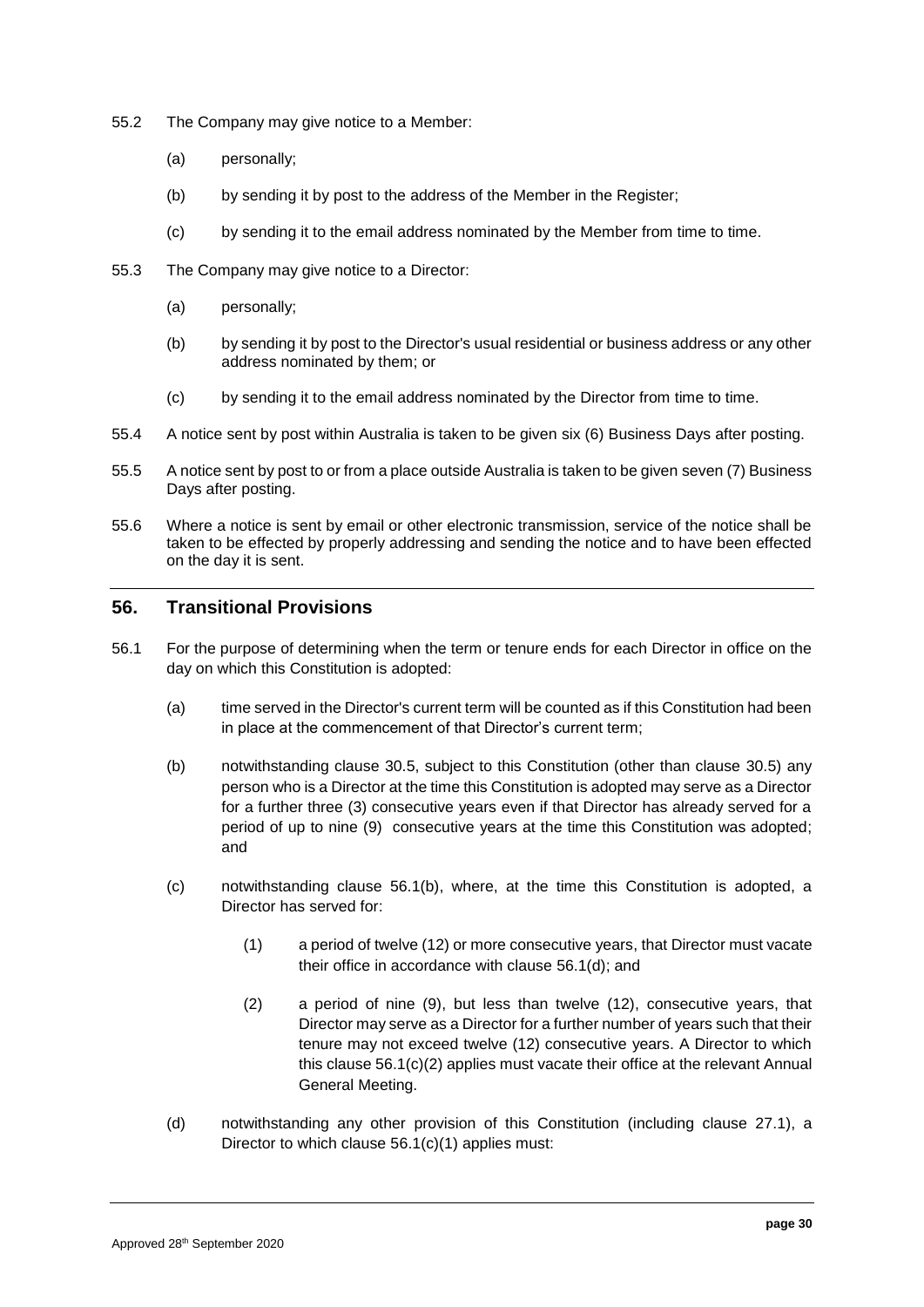55.2 The Company may give notice to a Member:

(a) personally;

(b) by sending it by post to the address of the Member in the Register;

(c) by sending it to the email address nominated by the Member from time to time.

55.3 The Company may give notice to a Director:

(a) personally;

(b) by sending it by post to the Director's usual residential or business address or any other address nominated by them; or

(c) by sending it to the email address nominated by the Director from time to time.

55.4 A notice sent by post within Australia is taken to be given six (6) Business Days after posting.

55.5 A notice sent by post to or from a place outside Australia is taken to be given seven (7) Business Days after posting.

55.6 Where a notice is sent by email or other electronic transmission, service of the notice shall be taken to be effected by properly addressing and sending the notice and to have been effected on the day it is sent.

## 56. Transitional Provisions

56.1 For the purpose of determining when the term or tenure ends for each Director in office on the day on which this Constitution is adopted:

(a) time served in the Director's current term will be counted as if this Constitution had been in place at the commencement of that Director's current term;

(b) notwithstanding clause 30.5, subject to this Constitution (other than clause 30.5) any person who is a Director at the time this Constitution is adopted may serve as a Director for a further three (3) consecutive years even if that Director has already served for a period of up to nine (9) consecutive years at the time this Constitution was adopted; and

(c) notwithstanding clause 56.1(b), where, at the time this Constitution is adopted, a Director has served for:

(1) a period of twelve (12) or more consecutive years, that Director must vacate their office in accordance with clause 56.1(d); and

(2) a period of nine (9), but less than twelve (12), consecutive years, that Director may serve as a Director for a further number of years such that their tenure may not exceed twelve (12) consecutive years. A Director to which this clause 56.1(c)(2) applies must vacate their office at the relevant Annual General Meeting.

(d) notwithstanding any other provision of this Constitution (including clause 27.1), a Director to which clause 56.1(c)(1) applies must: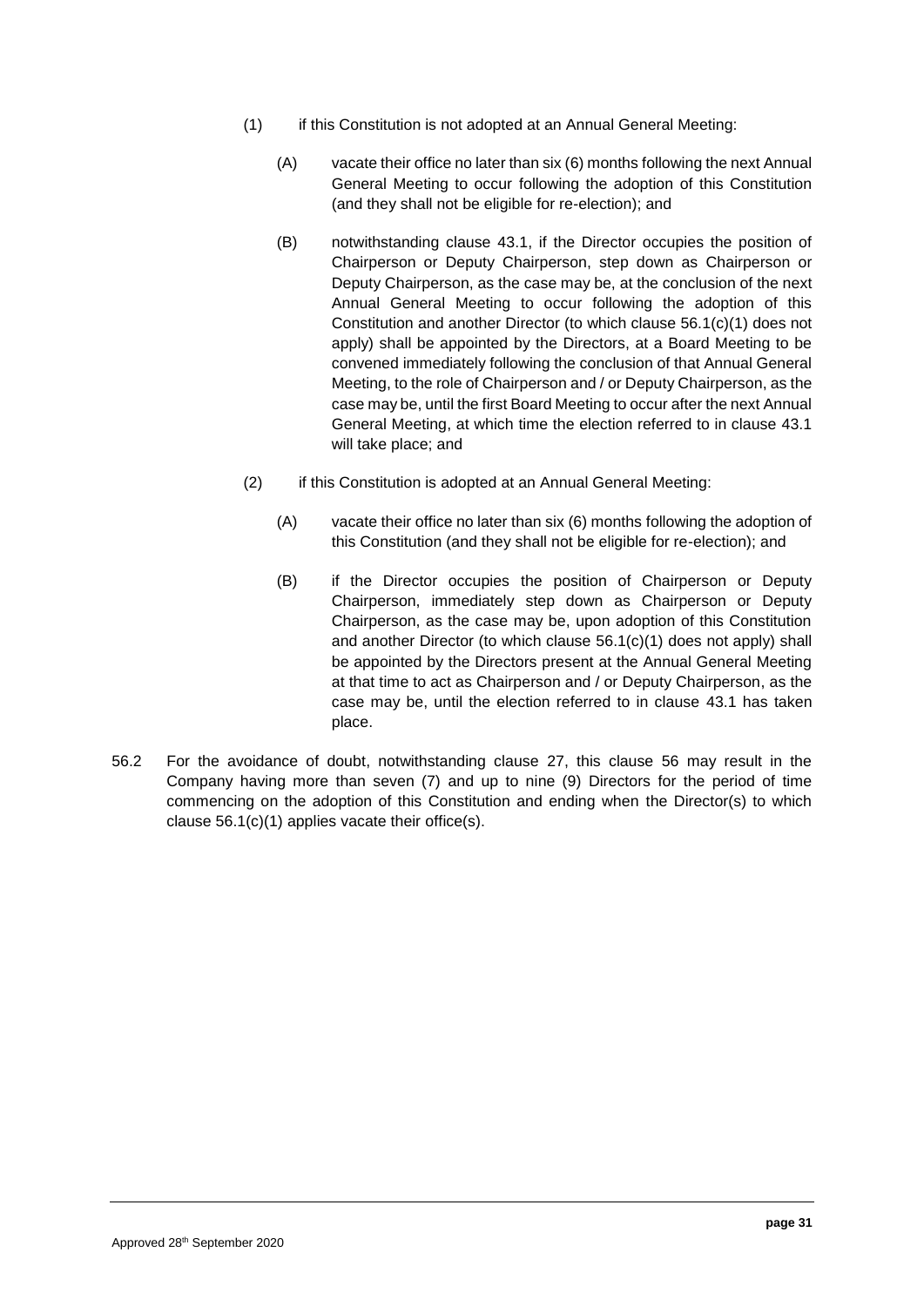(1) if this Constitution is not adopted at an Annual General Meeting:

(A) vacate their office no later than six (6) months following the next Annual General Meeting to occur following the adoption of this Constitution (and they shall not be eligible for re-election); and

(B) notwithstanding clause 43.1, if the Director occupies the position of Chairperson or Deputy Chairperson, step down as Chairperson or Deputy Chairperson, as the case may be, at the conclusion of the next Annual General Meeting to occur following the adoption of this Constitution and another Director (to which clause 56.1(c)(1) does not apply) shall be appointed by the Directors, at a Board Meeting to be convened immediately following the conclusion of that Annual General Meeting, to the role of Chairperson and / or Deputy Chairperson, as the case may be, until the first Board Meeting to occur after the next Annual General Meeting, at which time the election referred to in clause 43.1 will take place; and

(2) if this Constitution is adopted at an Annual General Meeting:

(A) vacate their office no later than six (6) months following the adoption of this Constitution (and they shall not be eligible for re-election); and

(B) if the Director occupies the position of Chairperson or Deputy Chairperson, immediately step down as Chairperson or Deputy Chairperson, as the case may be, upon adoption of this Constitution and another Director (to which clause 56.1(c)(1) does not apply) shall be appointed by the Directors present at the Annual General Meeting at that time to act as Chairperson and / or Deputy Chairperson, as the case may be, until the election referred to in clause 43.1 has taken place.

56.2 For the avoidance of doubt, notwithstanding clause 27, this clause 56 may result in the Company having more than seven (7) and up to nine (9) Directors for the period of time commencing on the adoption of this Constitution and ending when the Director(s) to which clause 56.1(c)(1) applies vacate their office(s).

Approved 28th September 2020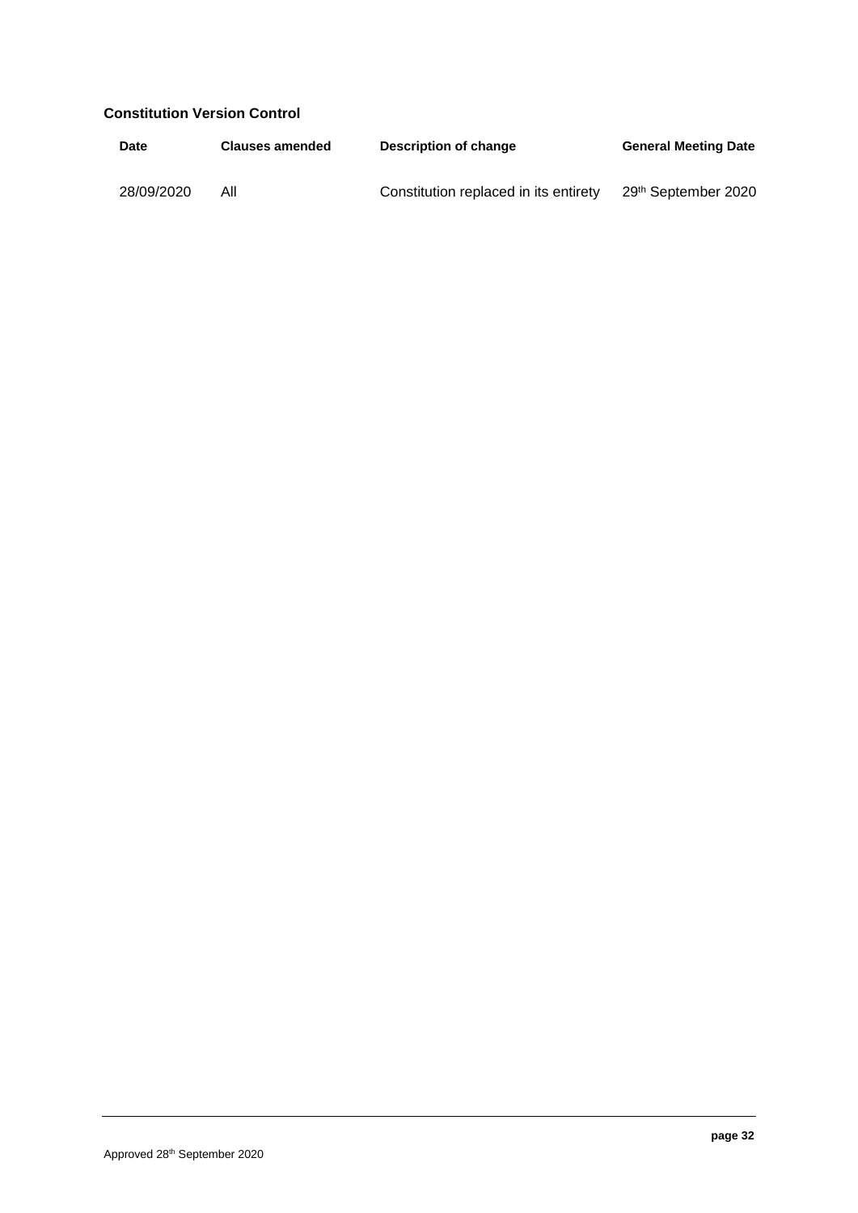**Constitution Version Control**

| Date | Clauses amended | Description of change | General Meeting Date |
|---|---|---|---|
| 28/09/2020 | All | Constitution replaced in its entirety | 29th September 2020 |